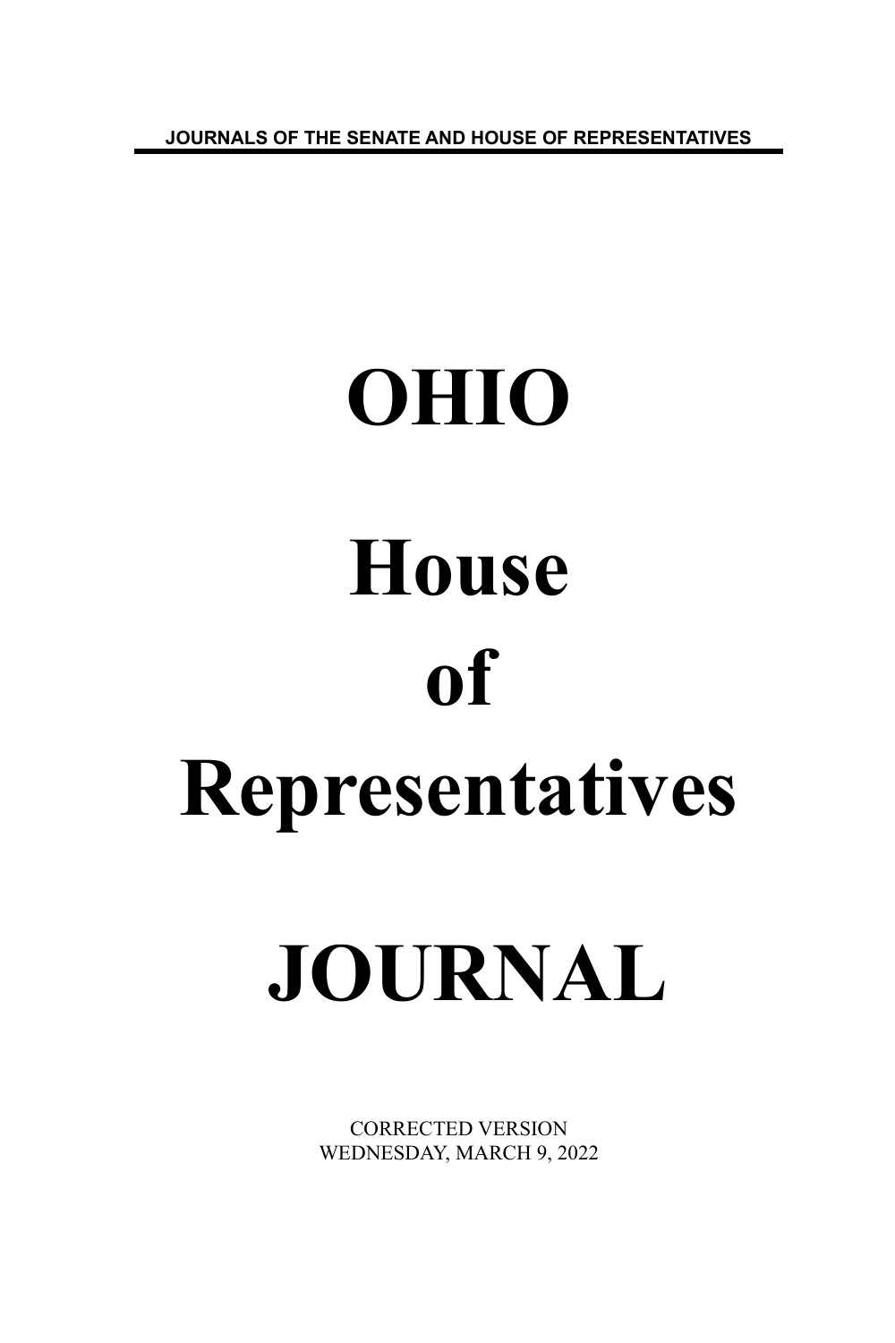JOURNALS OF THE SENATE AND HOUSE OF REPRESENTATIVES

# OHIO

# House

# of

# Representatives

# JOURNAL

CORRECTED VERSION
WEDNESDAY, MARCH 9, 2022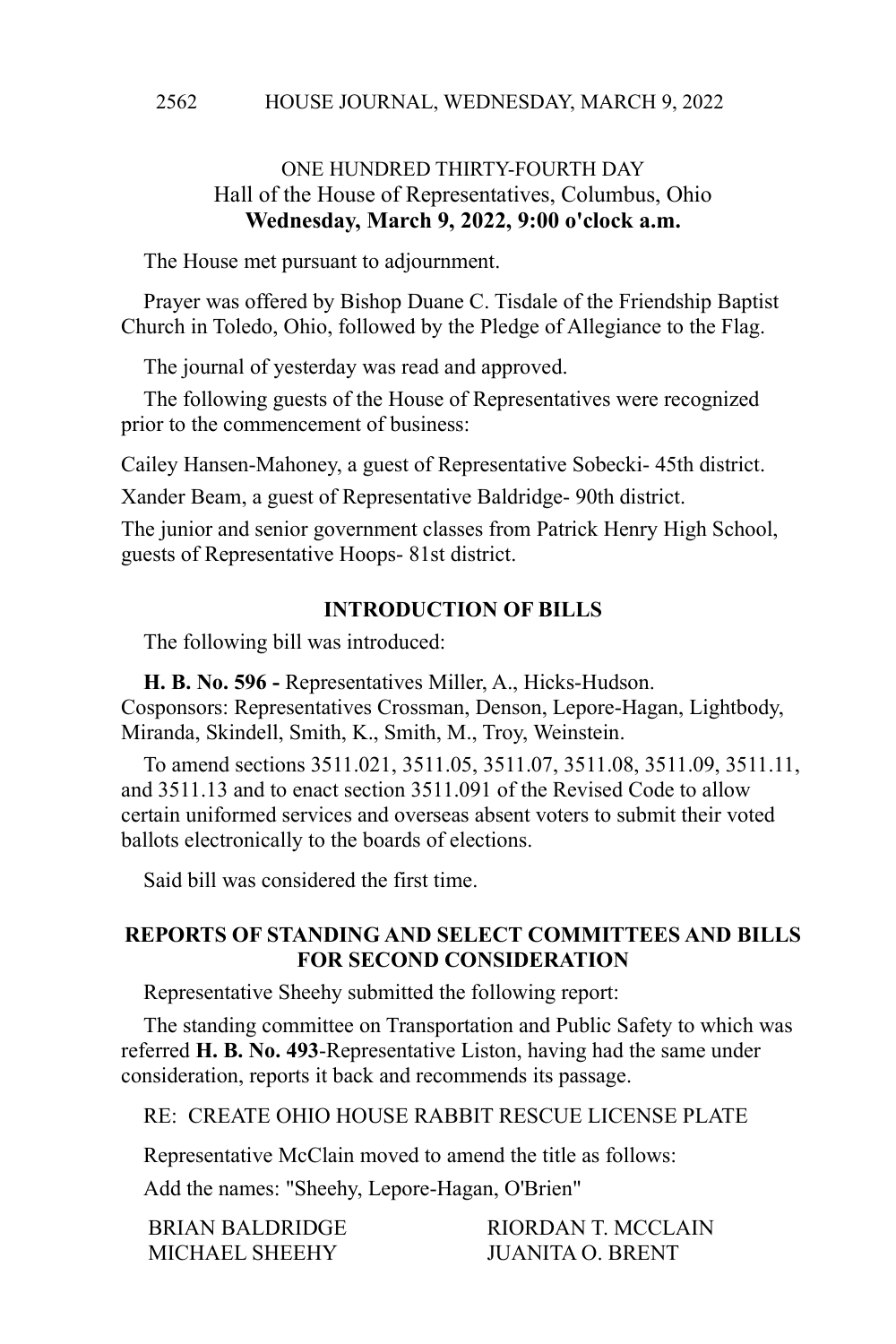ONE HUNDRED THIRTY-FOURTH DAY
Hall of the House of Representatives, Columbus, Ohio
**Wednesday, March 9, 2022, 9:00 o'clock a.m.**

The House met pursuant to adjournment.

Prayer was offered by Bishop Duane C. Tisdale of the Friendship Baptist Church in Toledo, Ohio, followed by the Pledge of Allegiance to the Flag.

The journal of yesterday was read and approved.

The following guests of the House of Representatives were recognized prior to the commencement of business:

Cailey Hansen-Mahoney, a guest of Representative Sobecki- 45th district.

Xander Beam, a guest of Representative Baldridge- 90th district.

The junior and senior government classes from Patrick Henry High School, guests of Representative Hoops- 81st district.

## INTRODUCTION OF BILLS

The following bill was introduced:

**H. B. No. 596 -** Representatives Miller, A., Hicks-Hudson.
Cosponsors: Representatives Crossman, Denson, Lepore-Hagan, Lightbody, Miranda, Skindell, Smith, K., Smith, M., Troy, Weinstein.

To amend sections 3511.021, 3511.05, 3511.07, 3511.08, 3511.09, 3511.11, and 3511.13 and to enact section 3511.091 of the Revised Code to allow certain uniformed services and overseas absent voters to submit their voted ballots electronically to the boards of elections.

Said bill was considered the first time.

## REPORTS OF STANDING AND SELECT COMMITTEES AND BILLS FOR SECOND CONSIDERATION

Representative Sheehy submitted the following report:

The standing committee on Transportation and Public Safety to which was referred **H. B. No. 493**-Representative Liston, having had the same under consideration, reports it back and recommends its passage.

RE: CREATE OHIO HOUSE RABBIT RESCUE LICENSE PLATE

Representative McClain moved to amend the title as follows:

Add the names: "Sheehy, Lepore-Hagan, O'Brien"

| | |
|---|---|
| BRIAN BALDRIDGE | RIORDAN T. MCCLAIN |
| MICHAEL SHEEHY | JUANITA O. BRENT |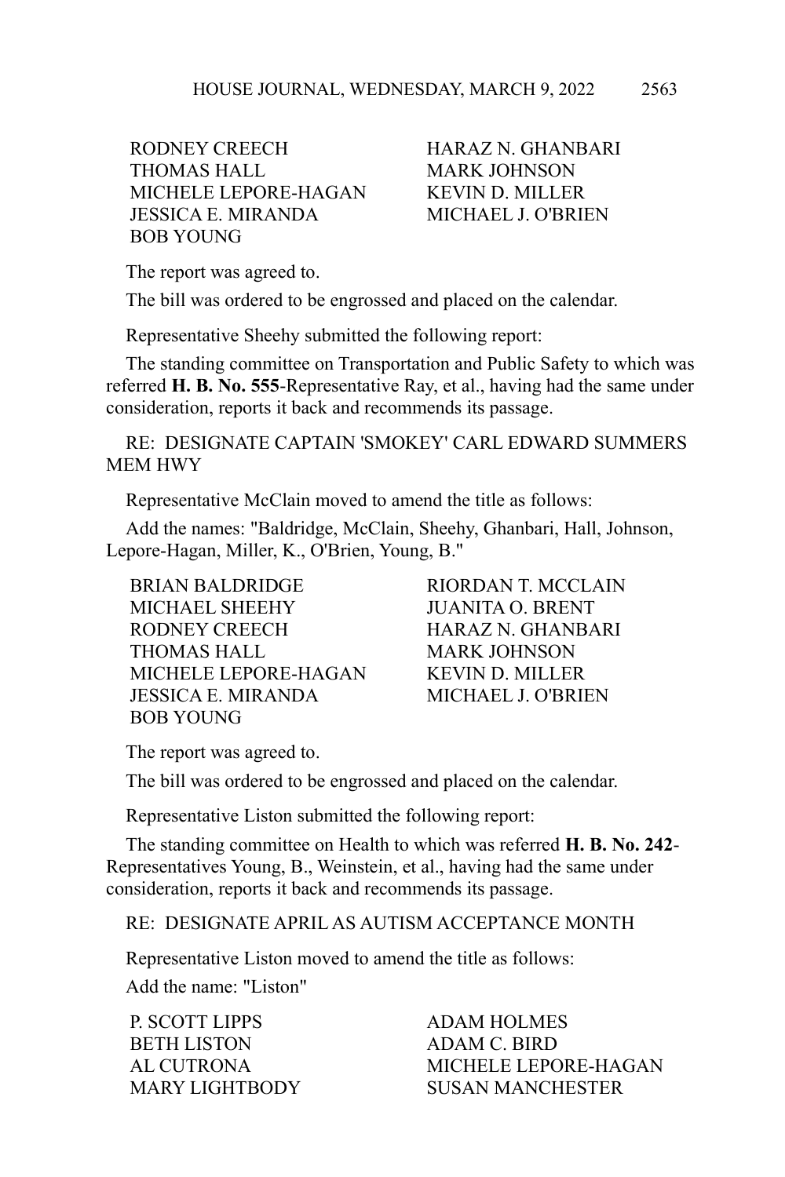| | |
|---|---|
| RODNEY CREECH | HARAZ N. GHANBARI |
| THOMAS HALL | MARK JOHNSON |
| MICHELE LEPORE-HAGAN | KEVIN D. MILLER |
| JESSICA E. MIRANDA | MICHAEL J. O'BRIEN |
| BOB YOUNG | |

The report was agreed to.

The bill was ordered to be engrossed and placed on the calendar.

Representative Sheehy submitted the following report:

The standing committee on Transportation and Public Safety to which was referred **H. B. No. 555**-Representative Ray, et al., having had the same under consideration, reports it back and recommends its passage.

RE: DESIGNATE CAPTAIN 'SMOKEY' CARL EDWARD SUMMERS MEM HWY

Representative McClain moved to amend the title as follows:

Add the names: "Baldridge, McClain, Sheehy, Ghanbari, Hall, Johnson, Lepore-Hagan, Miller, K., O'Brien, Young, B."

| | |
|---|---|
| BRIAN BALDRIDGE | RIORDAN T. MCCLAIN |
| MICHAEL SHEEHY | JUANITA O. BRENT |
| RODNEY CREECH | HARAZ N. GHANBARI |
| THOMAS HALL | MARK JOHNSON |
| MICHELE LEPORE-HAGAN | KEVIN D. MILLER |
| JESSICA E. MIRANDA | MICHAEL J. O'BRIEN |
| BOB YOUNG | |

The report was agreed to.

The bill was ordered to be engrossed and placed on the calendar.

Representative Liston submitted the following report:

The standing committee on Health to which was referred **H. B. No. 242**-Representatives Young, B., Weinstein, et al., having had the same under consideration, reports it back and recommends its passage.

RE: DESIGNATE APRIL AS AUTISM ACCEPTANCE MONTH

Representative Liston moved to amend the title as follows:

Add the name: "Liston"

| | |
|---|---|
| P. SCOTT LIPPS | ADAM HOLMES |
| BETH LISTON | ADAM C. BIRD |
| AL CUTRONA | MICHELE LEPORE-HAGAN |
| MARY LIGHTBODY | SUSAN MANCHESTER |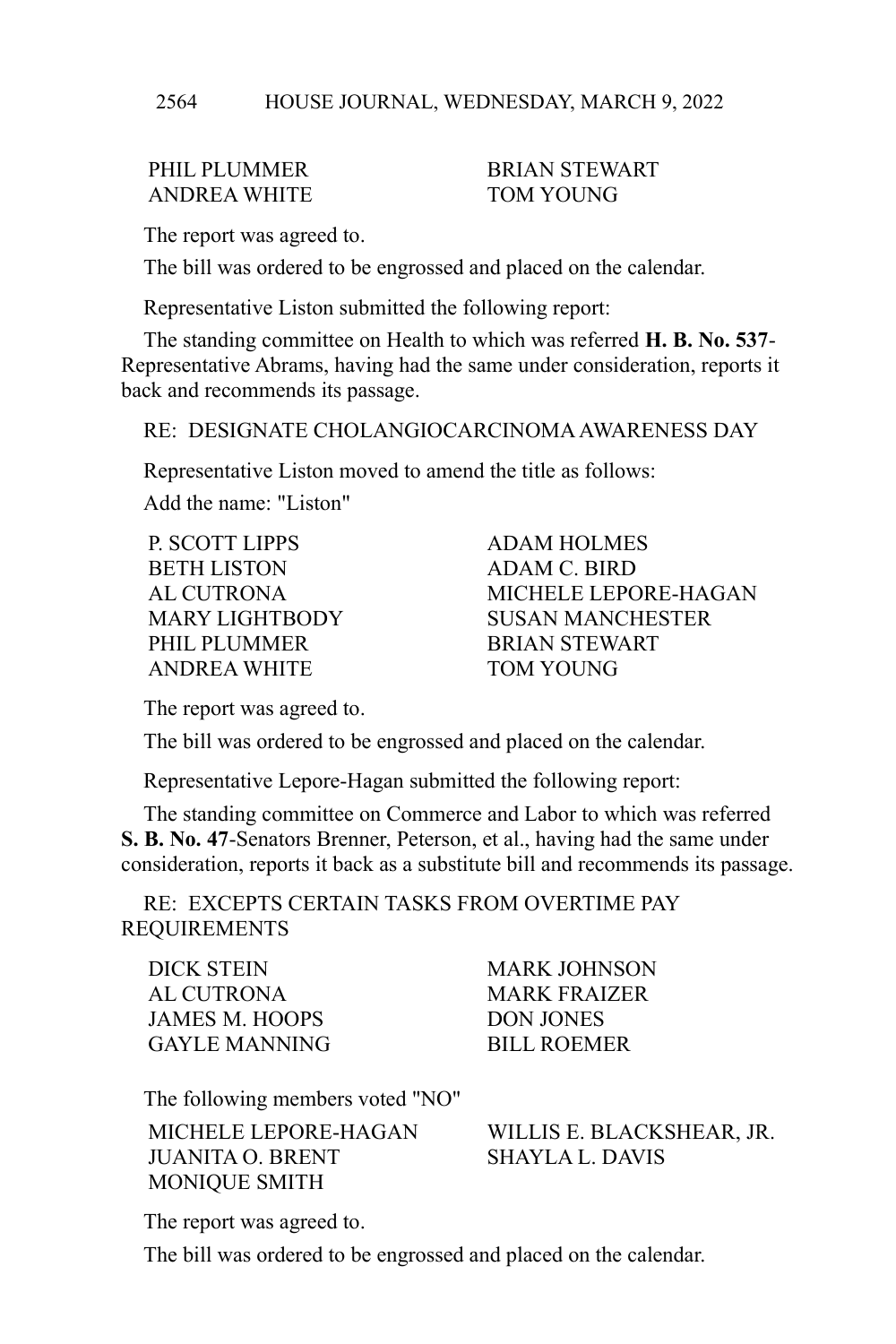PHIL PLUMMER BRIAN STEWART
ANDREA WHITE TOM YOUNG

The report was agreed to.

The bill was ordered to be engrossed and placed on the calendar.

Representative Liston submitted the following report:

The standing committee on Health to which was referred **H. B. No. 537**-Representative Abrams, having had the same under consideration, reports it back and recommends its passage.

RE: DESIGNATE CHOLANGIOCARCINOMA AWARENESS DAY

Representative Liston moved to amend the title as follows:

Add the name: "Liston"

P. SCOTT LIPPS ADAM HOLMES
BETH LISTON ADAM C. BIRD
AL CUTRONA MICHELE LEPORE-HAGAN
MARY LIGHTBODY SUSAN MANCHESTER
PHIL PLUMMER BRIAN STEWART
ANDREA WHITE TOM YOUNG

The report was agreed to.

The bill was ordered to be engrossed and placed on the calendar.

Representative Lepore-Hagan submitted the following report:

The standing committee on Commerce and Labor to which was referred **S. B. No. 47**-Senators Brenner, Peterson, et al., having had the same under consideration, reports it back as a substitute bill and recommends its passage.

RE: EXCEPTS CERTAIN TASKS FROM OVERTIME PAY REQUIREMENTS

DICK STEIN MARK JOHNSON
AL CUTRONA MARK FRAIZER
JAMES M. HOOPS DON JONES
GAYLE MANNING BILL ROEMER

The following members voted "NO"

MICHELE LEPORE-HAGAN WILLIS E. BLACKSHEAR, JR.
JUANITA O. BRENT SHAYLA L. DAVIS
MONIQUE SMITH

The report was agreed to.

The bill was ordered to be engrossed and placed on the calendar.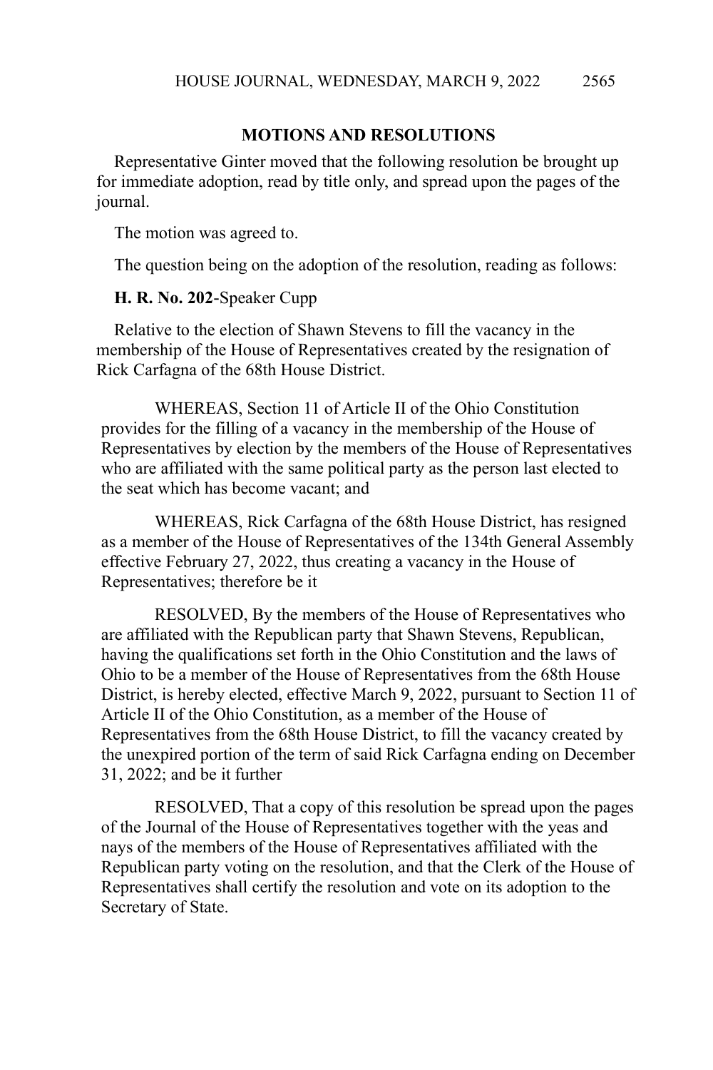## MOTIONS AND RESOLUTIONS

Representative Ginter moved that the following resolution be brought up for immediate adoption, read by title only, and spread upon the pages of the journal.

The motion was agreed to.

The question being on the adoption of the resolution, reading as follows:

**H. R. No. 202**-Speaker Cupp

Relative to the election of Shawn Stevens to fill the vacancy in the membership of the House of Representatives created by the resignation of Rick Carfagna of the 68th House District.

WHEREAS, Section 11 of Article II of the Ohio Constitution provides for the filling of a vacancy in the membership of the House of Representatives by election by the members of the House of Representatives who are affiliated with the same political party as the person last elected to the seat which has become vacant; and

WHEREAS, Rick Carfagna of the 68th House District, has resigned as a member of the House of Representatives of the 134th General Assembly effective February 27, 2022, thus creating a vacancy in the House of Representatives; therefore be it

RESOLVED, By the members of the House of Representatives who are affiliated with the Republican party that Shawn Stevens, Republican, having the qualifications set forth in the Ohio Constitution and the laws of Ohio to be a member of the House of Representatives from the 68th House District, is hereby elected, effective March 9, 2022, pursuant to Section 11 of Article II of the Ohio Constitution, as a member of the House of Representatives from the 68th House District, to fill the vacancy created by the unexpired portion of the term of said Rick Carfagna ending on December 31, 2022; and be it further

RESOLVED, That a copy of this resolution be spread upon the pages of the Journal of the House of Representatives together with the yeas and nays of the members of the House of Representatives affiliated with the Republican party voting on the resolution, and that the Clerk of the House of Representatives shall certify the resolution and vote on its adoption to the Secretary of State.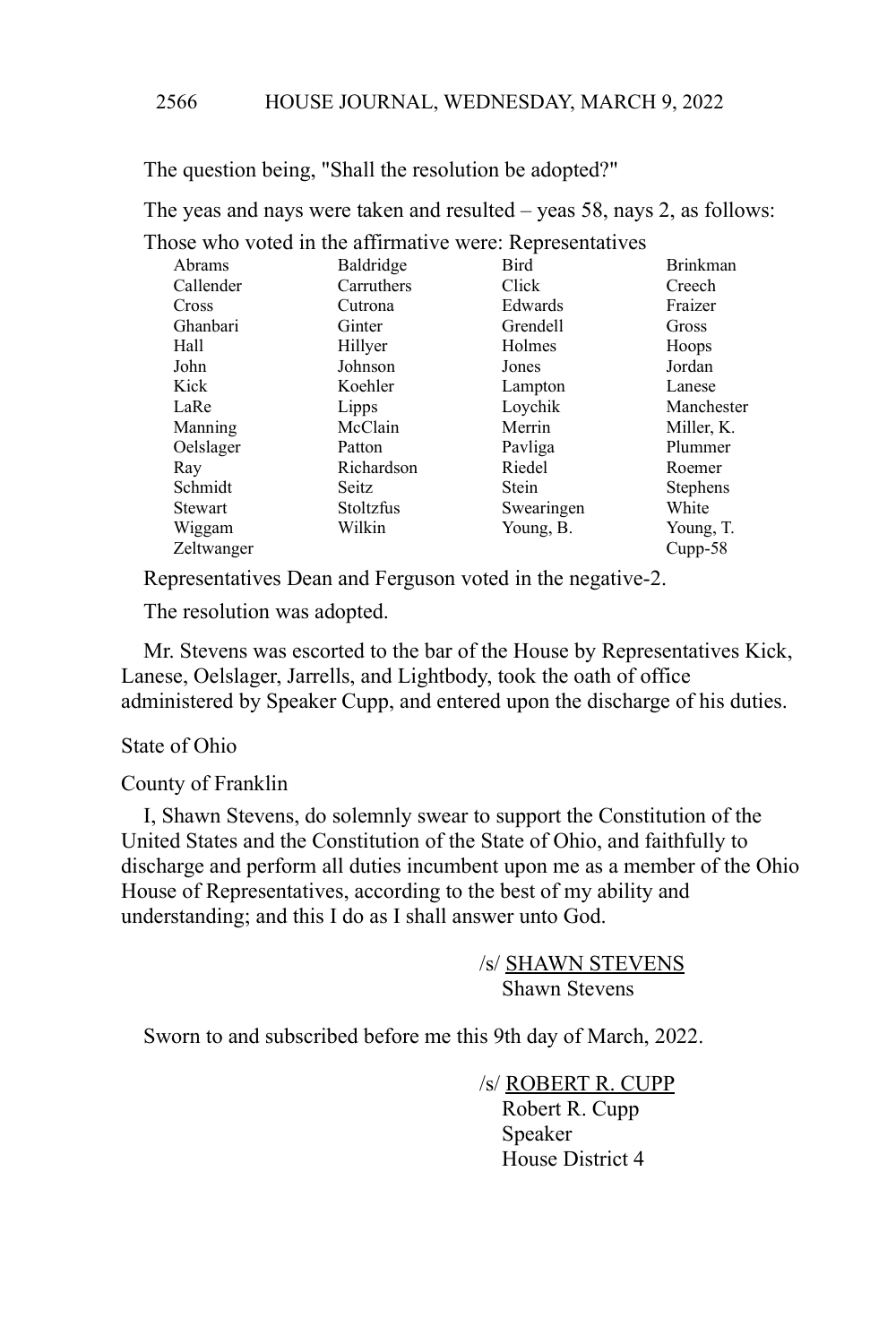The question being, "Shall the resolution be adopted?"

The yeas and nays were taken and resulted – yeas 58, nays 2, as follows:

Those who voted in the affirmative were: Representatives

| | | | |
|---|---|---|---|
| Abrams | Baldridge | Bird | Brinkman |
| Callender | Carruthers | Click | Creech |
| Cross | Cutrona | Edwards | Fraizer |
| Ghanbari | Ginter | Grendell | Gross |
| Hall | Hillyer | Holmes | Hoops |
| John | Johnson | Jones | Jordan |
| Kick | Koehler | Lampton | Lanese |
| LaRe | Lipps | Loychik | Manchester |
| Manning | McClain | Merrin | Miller, K. |
| Oelslager | Patton | Pavliga | Plummer |
| Ray | Richardson | Riedel | Roemer |
| Schmidt | Seitz | Stein | Stephens |
| Stewart | Stoltzfus | Swearingen | White |
| Wiggam | Wilkin | Young, B. | Young, T. |
| Zeltwanger | | | Cupp-58 |

Representatives Dean and Ferguson voted in the negative-2.

The resolution was adopted.

Mr. Stevens was escorted to the bar of the House by Representatives Kick, Lanese, Oelslager, Jarrells, and Lightbody, took the oath of office administered by Speaker Cupp, and entered upon the discharge of his duties.

State of Ohio

County of Franklin

I, Shawn Stevens, do solemnly swear to support the Constitution of the United States and the Constitution of the State of Ohio, and faithfully to discharge and perform all duties incumbent upon me as a member of the Ohio House of Representatives, according to the best of my ability and understanding; and this I do as I shall answer unto God.

/s/ SHAWN STEVENS
Shawn Stevens

Sworn to and subscribed before me this 9th day of March, 2022.

/s/ ROBERT R. CUPP
Robert R. Cupp
Speaker
House District 4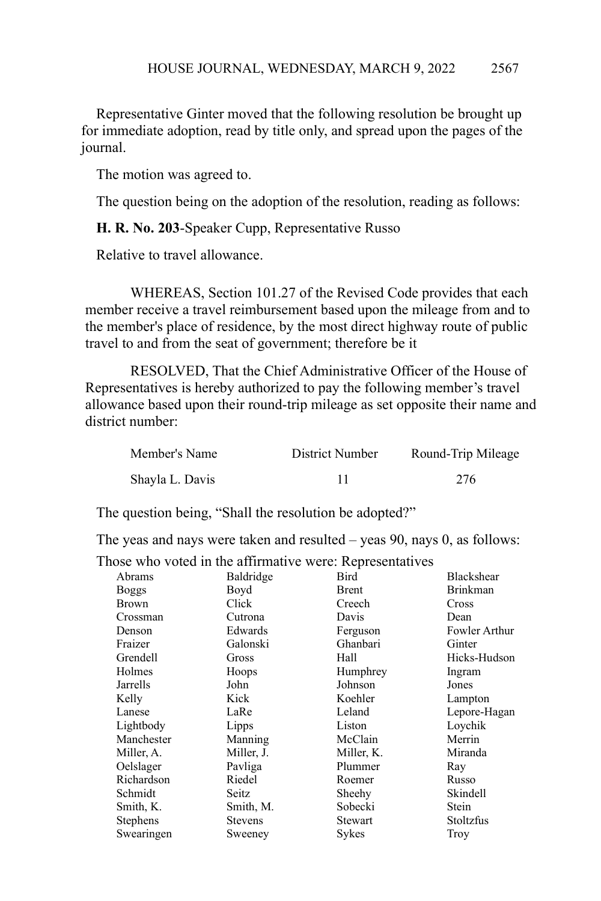Representative Ginter moved that the following resolution be brought up for immediate adoption, read by title only, and spread upon the pages of the journal.

The motion was agreed to.

The question being on the adoption of the resolution, reading as follows:

**H. R. No. 203**-Speaker Cupp, Representative Russo

Relative to travel allowance.

WHEREAS, Section 101.27 of the Revised Code provides that each member receive a travel reimbursement based upon the mileage from and to the member's place of residence, by the most direct highway route of public travel to and from the seat of government; therefore be it

RESOLVED, That the Chief Administrative Officer of the House of Representatives is hereby authorized to pay the following member's travel allowance based upon their round-trip mileage as set opposite their name and district number:

| Member's Name | District Number | Round-Trip Mileage |
|---|---|---|
| Shayla L. Davis | 11 | 276 |

The question being, "Shall the resolution be adopted?"

The yeas and nays were taken and resulted – yeas 90, nays 0, as follows:

Those who voted in the affirmative were: Representatives

| | | | |
|---|---|---|---|
| Abrams | Baldridge | Bird | Blackshear |
| Boggs | Boyd | Brent | Brinkman |
| Brown | Click | Creech | Cross |
| Crossman | Cutrona | Davis | Dean |
| Denson | Edwards | Ferguson | Fowler Arthur |
| Fraizer | Galonski | Ghanbari | Ginter |
| Grendell | Gross | Hall | Hicks-Hudson |
| Holmes | Hoops | Humphrey | Ingram |
| Jarrells | John | Johnson | Jones |
| Kelly | Kick | Koehler | Lampton |
| Lanese | LaRe | Leland | Lepore-Hagan |
| Lightbody | Lipps | Liston | Loychik |
| Manchester | Manning | McClain | Merrin |
| Miller, A. | Miller, J. | Miller, K. | Miranda |
| Oelslager | Pavliga | Plummer | Ray |
| Richardson | Riedel | Roemer | Russo |
| Schmidt | Seitz | Sheehy | Skindell |
| Smith, K. | Smith, M. | Sobecki | Stein |
| Stephens | Stevens | Stewart | Stoltzfus |
| Swearingen | Sweeney | Sykes | Troy |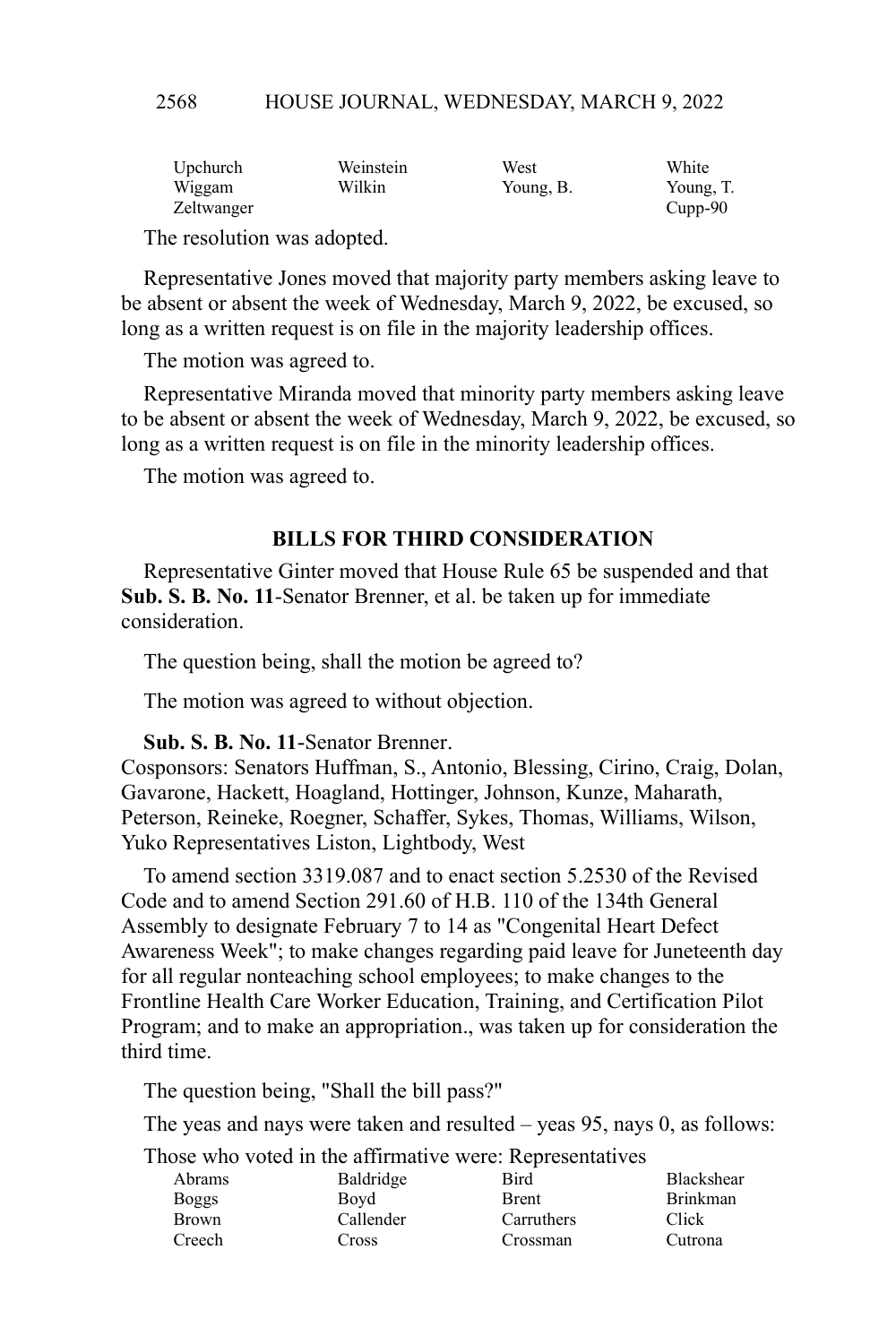| | | | |
|---|---|---|---|
| Upchurch | Weinstein | West | White |
| Wiggam | Wilkin | Young, B. | Young, T. |
| Zeltwanger | | | Cupp-90 |

The resolution was adopted.

Representative Jones moved that majority party members asking leave to be absent or absent the week of Wednesday, March 9, 2022, be excused, so long as a written request is on file in the majority leadership offices.

The motion was agreed to.

Representative Miranda moved that minority party members asking leave to be absent or absent the week of Wednesday, March 9, 2022, be excused, so long as a written request is on file in the minority leadership offices.

The motion was agreed to.

## BILLS FOR THIRD CONSIDERATION

Representative Ginter moved that House Rule 65 be suspended and that **Sub. S. B. No. 11**-Senator Brenner, et al. be taken up for immediate consideration.

The question being, shall the motion be agreed to?

The motion was agreed to without objection.

**Sub. S. B. No. 11**-Senator Brenner.
Cosponsors: Senators Huffman, S., Antonio, Blessing, Cirino, Craig, Dolan, Gavarone, Hackett, Hoagland, Hottinger, Johnson, Kunze, Maharath, Peterson, Reineke, Roegner, Schaffer, Sykes, Thomas, Williams, Wilson, Yuko Representatives Liston, Lightbody, West

To amend section 3319.087 and to enact section 5.2530 of the Revised Code and to amend Section 291.60 of H.B. 110 of the 134th General Assembly to designate February 7 to 14 as "Congenital Heart Defect Awareness Week"; to make changes regarding paid leave for Juneteenth day for all regular nonteaching school employees; to make changes to the Frontline Health Care Worker Education, Training, and Certification Pilot Program; and to make an appropriation., was taken up for consideration the third time.

The question being, "Shall the bill pass?"

The yeas and nays were taken and resulted – yeas 95, nays 0, as follows:

Those who voted in the affirmative were: Representatives

| | | | |
|---|---|---|---|
| Abrams | Baldridge | Bird | Blackshear |
| Boggs | Boyd | Brent | Brinkman |
| Brown | Callender | Carruthers | Click |
| Creech | Cross | Crossman | Cutrona |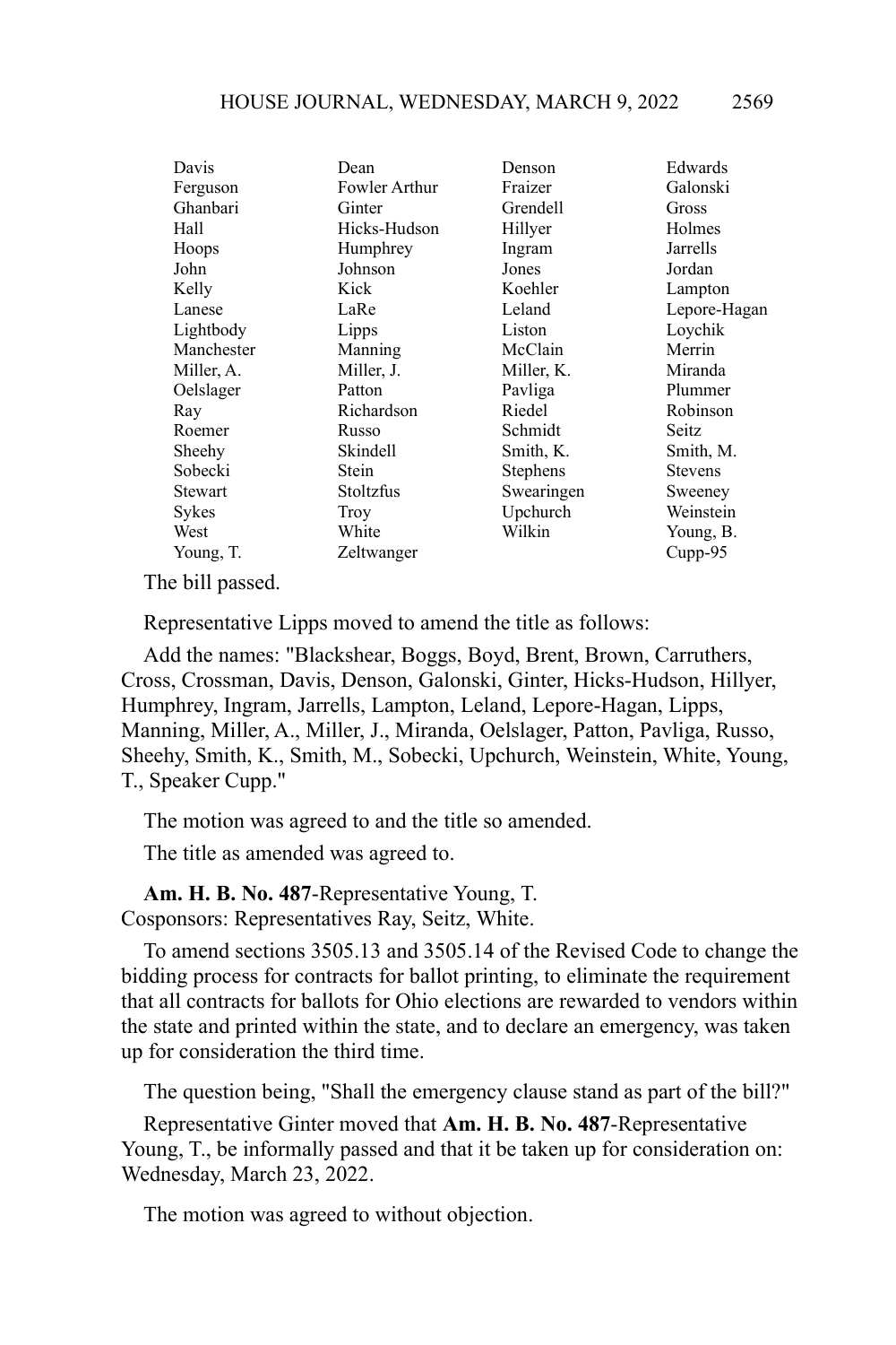| | | | |
|---|---|---|---|
| Davis | Dean | Denson | Edwards |
| Ferguson | Fowler Arthur | Fraizer | Galonski |
| Ghanbari | Ginter | Grendell | Gross |
| Hall | Hicks-Hudson | Hillyer | Holmes |
| Hoops | Humphrey | Ingram | Jarrells |
| John | Johnson | Jones | Jordan |
| Kelly | Kick | Koehler | Lampton |
| Lanese | LaRe | Leland | Lepore-Hagan |
| Lightbody | Lipps | Liston | Loychik |
| Manchester | Manning | McClain | Merrin |
| Miller, A. | Miller, J. | Miller, K. | Miranda |
| Oelslager | Patton | Pavliga | Plummer |
| Ray | Richardson | Riedel | Robinson |
| Roemer | Russo | Schmidt | Seitz |
| Sheehy | Skindell | Smith, K. | Smith, M. |
| Sobecki | Stein | Stephens | Stevens |
| Stewart | Stoltzfus | Swearingen | Sweeney |
| Sykes | Troy | Upchurch | Weinstein |
| West | White | Wilkin | Young, B. |
| Young, T. | Zeltwanger | | Cupp-95 |

The bill passed.

Representative Lipps moved to amend the title as follows:

Add the names: "Blackshear, Boggs, Boyd, Brent, Brown, Carruthers, Cross, Crossman, Davis, Denson, Galonski, Ginter, Hicks-Hudson, Hillyer, Humphrey, Ingram, Jarrells, Lampton, Leland, Lepore-Hagan, Lipps, Manning, Miller, A., Miller, J., Miranda, Oelslager, Patton, Pavliga, Russo, Sheehy, Smith, K., Smith, M., Sobecki, Upchurch, Weinstein, White, Young, T., Speaker Cupp."

The motion was agreed to and the title so amended.

The title as amended was agreed to.

**Am. H. B. No. 487**-Representative Young, T.
Cosponsors: Representatives Ray, Seitz, White.

To amend sections 3505.13 and 3505.14 of the Revised Code to change the bidding process for contracts for ballot printing, to eliminate the requirement that all contracts for ballots for Ohio elections are rewarded to vendors within the state and printed within the state, and to declare an emergency, was taken up for consideration the third time.

The question being, "Shall the emergency clause stand as part of the bill?"

Representative Ginter moved that **Am. H. B. No. 487**-Representative Young, T., be informally passed and that it be taken up for consideration on: Wednesday, March 23, 2022.

The motion was agreed to without objection.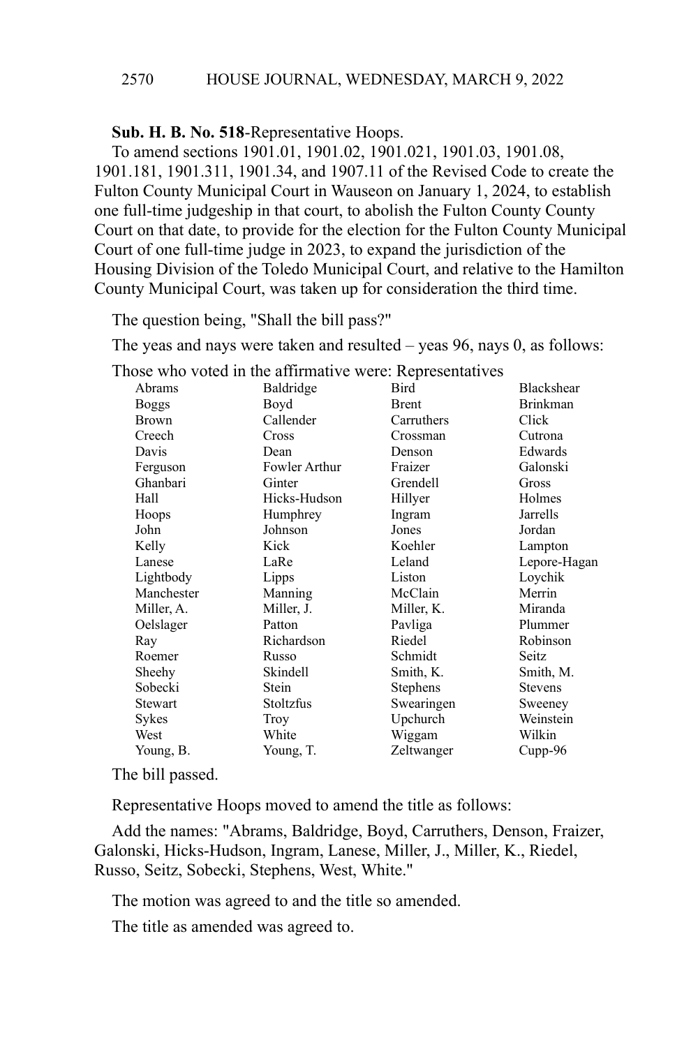**Sub. H. B. No. 518**-Representative Hoops.

To amend sections 1901.01, 1901.02, 1901.021, 1901.03, 1901.08, 1901.181, 1901.311, 1901.34, and 1907.11 of the Revised Code to create the Fulton County Municipal Court in Wauseon on January 1, 2024, to establish one full-time judgeship in that court, to abolish the Fulton County County Court on that date, to provide for the election for the Fulton County Municipal Court of one full-time judge in 2023, to expand the jurisdiction of the Housing Division of the Toledo Municipal Court, and relative to the Hamilton County Municipal Court, was taken up for consideration the third time.

The question being, "Shall the bill pass?"

The yeas and nays were taken and resulted – yeas 96, nays 0, as follows:

Those who voted in the affirmative were: Representatives

| | | | |
|---|---|---|---|
| Abrams | Baldridge | Bird | Blackshear |
| Boggs | Boyd | Brent | Brinkman |
| Brown | Callender | Carruthers | Click |
| Creech | Cross | Crossman | Cutrona |
| Davis | Dean | Denson | Edwards |
| Ferguson | Fowler Arthur | Fraizer | Galonski |
| Ghanbari | Ginter | Grendell | Gross |
| Hall | Hicks-Hudson | Hillyer | Holmes |
| Hoops | Humphrey | Ingram | Jarrells |
| John | Johnson | Jones | Jordan |
| Kelly | Kick | Koehler | Lampton |
| Lanese | LaRe | Leland | Lepore-Hagan |
| Lightbody | Lipps | Liston | Loychik |
| Manchester | Manning | McClain | Merrin |
| Miller, A. | Miller, J. | Miller, K. | Miranda |
| Oelslager | Patton | Pavliga | Plummer |
| Ray | Richardson | Riedel | Robinson |
| Roemer | Russo | Schmidt | Seitz |
| Sheehy | Skindell | Smith, K. | Smith, M. |
| Sobecki | Stein | Stephens | Stevens |
| Stewart | Stoltzfus | Swearingen | Sweeney |
| Sykes | Troy | Upchurch | Weinstein |
| West | White | Wiggam | Wilkin |
| Young, B. | Young, T. | Zeltwanger | Cupp-96 |

The bill passed.

Representative Hoops moved to amend the title as follows:

Add the names: "Abrams, Baldridge, Boyd, Carruthers, Denson, Fraizer, Galonski, Hicks-Hudson, Ingram, Lanese, Miller, J., Miller, K., Riedel, Russo, Seitz, Sobecki, Stephens, West, White."

The motion was agreed to and the title so amended.

The title as amended was agreed to.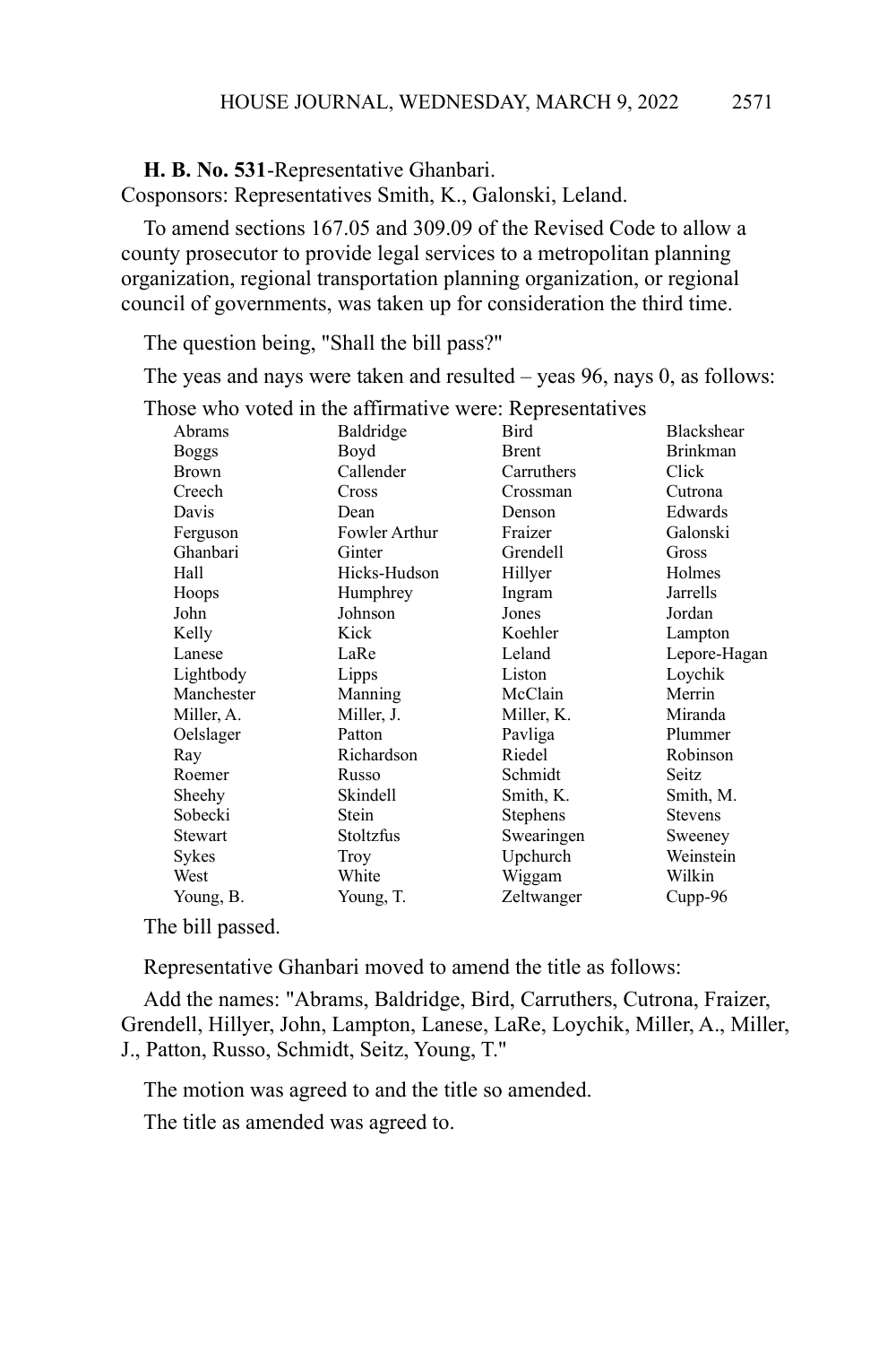**H. B. No. 531**-Representative Ghanbari.
Cosponsors: Representatives Smith, K., Galonski, Leland.

To amend sections 167.05 and 309.09 of the Revised Code to allow a county prosecutor to provide legal services to a metropolitan planning organization, regional transportation planning organization, or regional council of governments, was taken up for consideration the third time.

The question being, "Shall the bill pass?"

The yeas and nays were taken and resulted – yeas 96, nays 0, as follows:

Those who voted in the affirmative were: Representatives

| | | | |
|---|---|---|---|
| Abrams | Baldridge | Bird | Blackshear |
| Boggs | Boyd | Brent | Brinkman |
| Brown | Callender | Carruthers | Click |
| Creech | Cross | Crossman | Cutrona |
| Davis | Dean | Denson | Edwards |
| Ferguson | Fowler Arthur | Fraizer | Galonski |
| Ghanbari | Ginter | Grendell | Gross |
| Hall | Hicks-Hudson | Hillyer | Holmes |
| Hoops | Humphrey | Ingram | Jarrells |
| John | Johnson | Jones | Jordan |
| Kelly | Kick | Koehler | Lampton |
| Lanese | LaRe | Leland | Lepore-Hagan |
| Lightbody | Lipps | Liston | Loychik |
| Manchester | Manning | McClain | Merrin |
| Miller, A. | Miller, J. | Miller, K. | Miranda |
| Oelslager | Patton | Pavliga | Plummer |
| Ray | Richardson | Riedel | Robinson |
| Roemer | Russo | Schmidt | Seitz |
| Sheehy | Skindell | Smith, K. | Smith, M. |
| Sobecki | Stein | Stephens | Stevens |
| Stewart | Stoltzfus | Swearingen | Sweeney |
| Sykes | Troy | Upchurch | Weinstein |
| West | White | Wiggam | Wilkin |
| Young, B. | Young, T. | Zeltwanger | Cupp-96 |

The bill passed.

Representative Ghanbari moved to amend the title as follows:

Add the names: "Abrams, Baldridge, Bird, Carruthers, Cutrona, Fraizer, Grendell, Hillyer, John, Lampton, Lanese, LaRe, Loychik, Miller, A., Miller, J., Patton, Russo, Schmidt, Seitz, Young, T."

The motion was agreed to and the title so amended.

The title as amended was agreed to.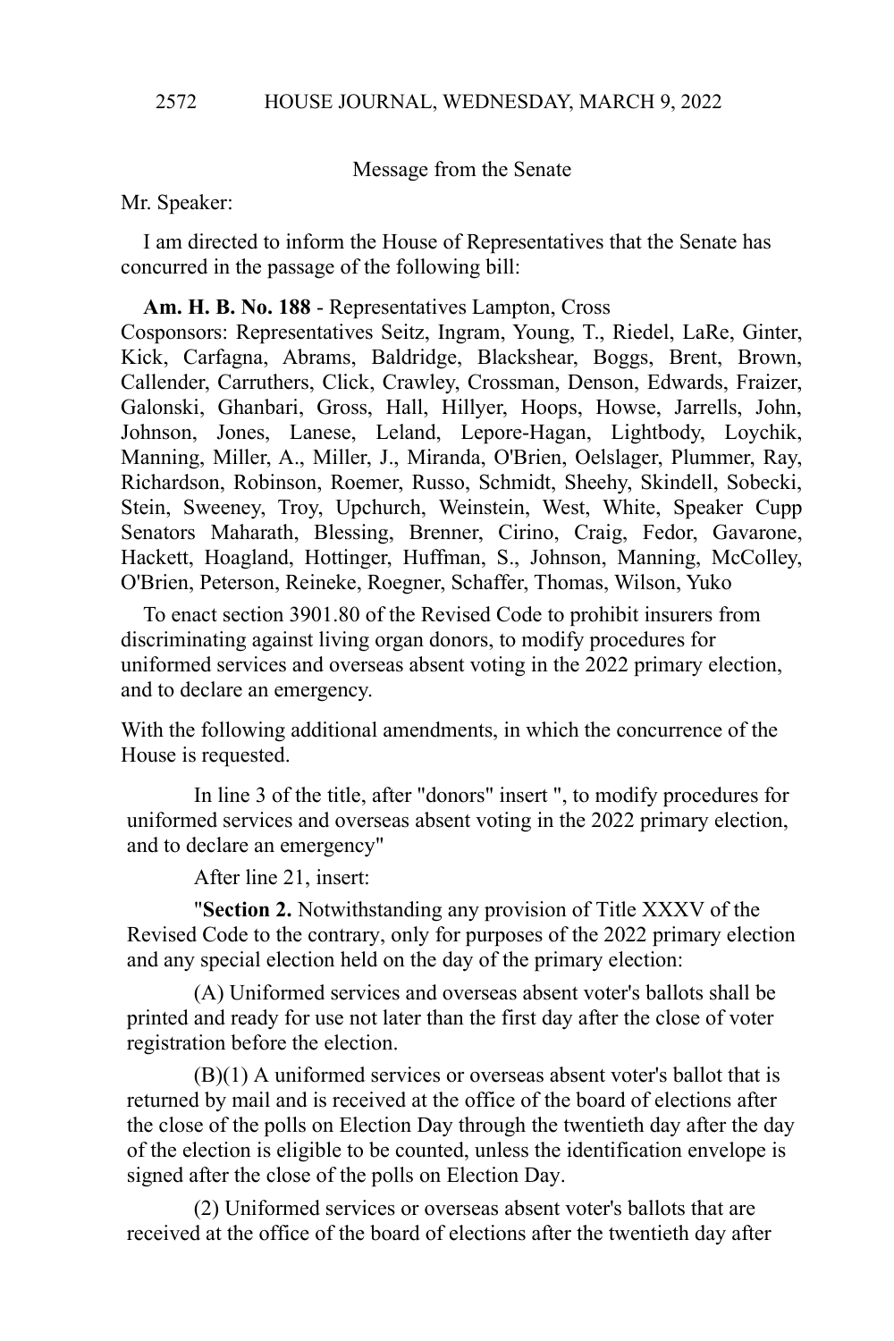Message from the Senate

Mr. Speaker:

I am directed to inform the House of Representatives that the Senate has concurred in the passage of the following bill:

**Am. H. B. No. 188** - Representatives Lampton, Cross
Cosponsors: Representatives Seitz, Ingram, Young, T., Riedel, LaRe, Ginter, Kick, Carfagna, Abrams, Baldridge, Blackshear, Boggs, Brent, Brown, Callender, Carruthers, Click, Crawley, Crossman, Denson, Edwards, Fraizer, Galonski, Ghanbari, Gross, Hall, Hillyer, Hoops, Howse, Jarrells, John, Johnson, Jones, Lanese, Leland, Lepore-Hagan, Lightbody, Loychik, Manning, Miller, A., Miller, J., Miranda, O'Brien, Oelslager, Plummer, Ray, Richardson, Robinson, Roemer, Russo, Schmidt, Sheehy, Skindell, Sobecki, Stein, Sweeney, Troy, Upchurch, Weinstein, West, White, Speaker Cupp Senators Maharath, Blessing, Brenner, Cirino, Craig, Fedor, Gavarone, Hackett, Hoagland, Hottinger, Huffman, S., Johnson, Manning, McColley, O'Brien, Peterson, Reineke, Roegner, Schaffer, Thomas, Wilson, Yuko

To enact section 3901.80 of the Revised Code to prohibit insurers from discriminating against living organ donors, to modify procedures for uniformed services and overseas absent voting in the 2022 primary election, and to declare an emergency.

With the following additional amendments, in which the concurrence of the House is requested.

In line 3 of the title, after "donors" insert ", to modify procedures for uniformed services and overseas absent voting in the 2022 primary election, and to declare an emergency"

After line 21, insert:

"**Section 2.** Notwithstanding any provision of Title XXXV of the Revised Code to the contrary, only for purposes of the 2022 primary election and any special election held on the day of the primary election:

(A) Uniformed services and overseas absent voter's ballots shall be printed and ready for use not later than the first day after the close of voter registration before the election.

(B)(1) A uniformed services or overseas absent voter's ballot that is returned by mail and is received at the office of the board of elections after the close of the polls on Election Day through the twentieth day after the day of the election is eligible to be counted, unless the identification envelope is signed after the close of the polls on Election Day.

(2) Uniformed services or overseas absent voter's ballots that are received at the office of the board of elections after the twentieth day after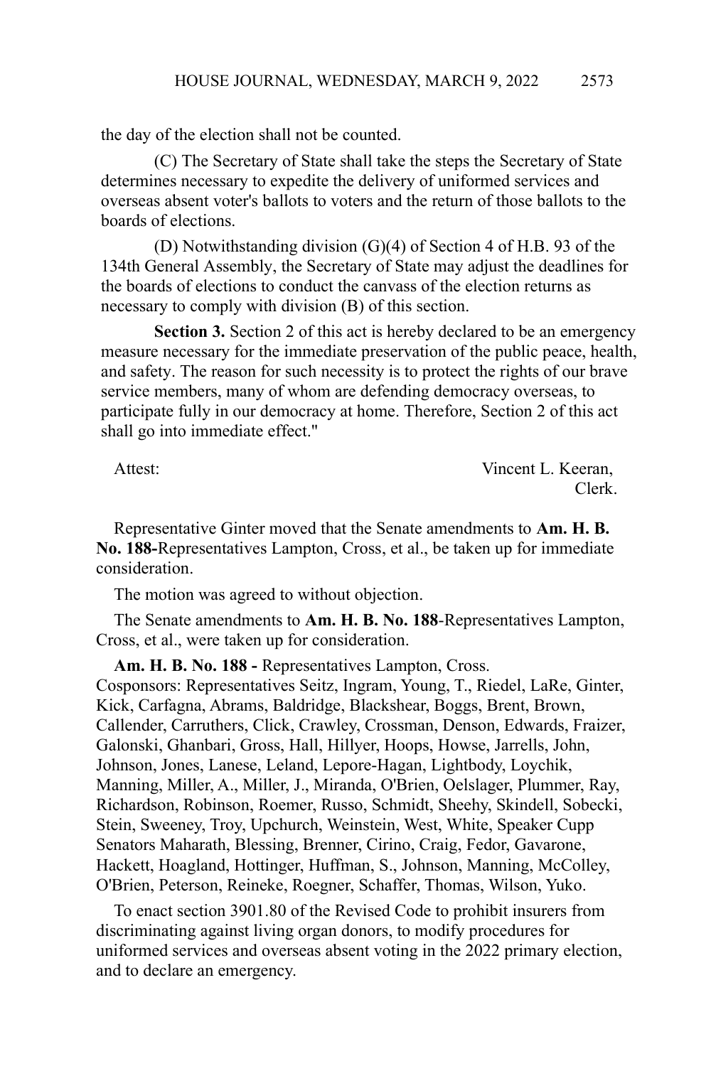the day of the election shall not be counted.

(C) The Secretary of State shall take the steps the Secretary of State determines necessary to expedite the delivery of uniformed services and overseas absent voter's ballots to voters and the return of those ballots to the boards of elections.

(D) Notwithstanding division (G)(4) of Section 4 of H.B. 93 of the 134th General Assembly, the Secretary of State may adjust the deadlines for the boards of elections to conduct the canvass of the election returns as necessary to comply with division (B) of this section.

**Section 3.** Section 2 of this act is hereby declared to be an emergency measure necessary for the immediate preservation of the public peace, health, and safety. The reason for such necessity is to protect the rights of our brave service members, many of whom are defending democracy overseas, to participate fully in our democracy at home. Therefore, Section 2 of this act shall go into immediate effect."

Attest: Vincent L. Keeran,
Clerk.

Representative Ginter moved that the Senate amendments to **Am. H. B. No. 188-**Representatives Lampton, Cross, et al., be taken up for immediate consideration.

The motion was agreed to without objection.

The Senate amendments to **Am. H. B. No. 188**-Representatives Lampton, Cross, et al., were taken up for consideration.

**Am. H. B. No. 188 -** Representatives Lampton, Cross.
Cosponsors: Representatives Seitz, Ingram, Young, T., Riedel, LaRe, Ginter, Kick, Carfagna, Abrams, Baldridge, Blackshear, Boggs, Brent, Brown, Callender, Carruthers, Click, Crawley, Crossman, Denson, Edwards, Fraizer, Galonski, Ghanbari, Gross, Hall, Hillyer, Hoops, Howse, Jarrells, John, Johnson, Jones, Lanese, Leland, Lepore-Hagan, Lightbody, Loychik, Manning, Miller, A., Miller, J., Miranda, O'Brien, Oelslager, Plummer, Ray, Richardson, Robinson, Roemer, Russo, Schmidt, Sheehy, Skindell, Sobecki, Stein, Sweeney, Troy, Upchurch, Weinstein, West, White, Speaker Cupp Senators Maharath, Blessing, Brenner, Cirino, Craig, Fedor, Gavarone, Hackett, Hoagland, Hottinger, Huffman, S., Johnson, Manning, McColley, O'Brien, Peterson, Reineke, Roegner, Schaffer, Thomas, Wilson, Yuko.

To enact section 3901.80 of the Revised Code to prohibit insurers from discriminating against living organ donors, to modify procedures for uniformed services and overseas absent voting in the 2022 primary election, and to declare an emergency.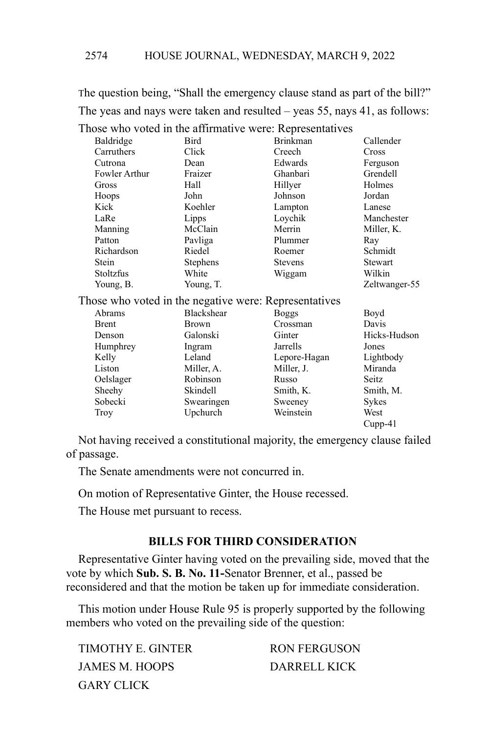The question being, "Shall the emergency clause stand as part of the bill?"

The yeas and nays were taken and resulted – yeas 55, nays 41, as follows:

Those who voted in the affirmative were: Representatives

| | | | |
|---|---|---|---|
| Baldridge | Bird | Brinkman | Callender |
| Carruthers | Click | Creech | Cross |
| Cutrona | Dean | Edwards | Ferguson |
| Fowler Arthur | Fraizer | Ghanbari | Grendell |
| Gross | Hall | Hillyer | Holmes |
| Hoops | John | Johnson | Jordan |
| Kick | Koehler | Lampton | Lanese |
| LaRe | Lipps | Loychik | Manchester |
| Manning | McClain | Merrin | Miller, K. |
| Patton | Pavliga | Plummer | Ray |
| Richardson | Riedel | Roemer | Schmidt |
| Stein | Stephens | Stevens | Stewart |
| Stoltzfus | White | Wiggam | Wilkin |
| Young, B. | Young, T. | | Zeltwanger-55 |

Those who voted in the negative were: Representatives

| | | | |
|---|---|---|---|
| Abrams | Blackshear | Boggs | Boyd |
| Brent | Brown | Crossman | Davis |
| Denson | Galonski | Ginter | Hicks-Hudson |
| Humphrey | Ingram | Jarrells | Jones |
| Kelly | Leland | Lepore-Hagan | Lightbody |
| Liston | Miller, A. | Miller, J. | Miranda |
| Oelslager | Robinson | Russo | Seitz |
| Sheehy | Skindell | Smith, K. | Smith, M. |
| Sobecki | Swearingen | Sweeney | Sykes |
| Troy | Upchurch | Weinstein | West |
| | | | Cupp-41 |

Not having received a constitutional majority, the emergency clause failed of passage.

The Senate amendments were not concurred in.

On motion of Representative Ginter, the House recessed.

The House met pursuant to recess.

## BILLS FOR THIRD CONSIDERATION

Representative Ginter having voted on the prevailing side, moved that the vote by which **Sub. S. B. No. 11-**Senator Brenner, et al., passed be reconsidered and that the motion be taken up for immediate consideration.

This motion under House Rule 95 is properly supported by the following members who voted on the prevailing side of the question:

| | |
|---|---|
| TIMOTHY E. GINTER | RON FERGUSON |
| JAMES M. HOOPS | DARRELL KICK |
| GARY CLICK | |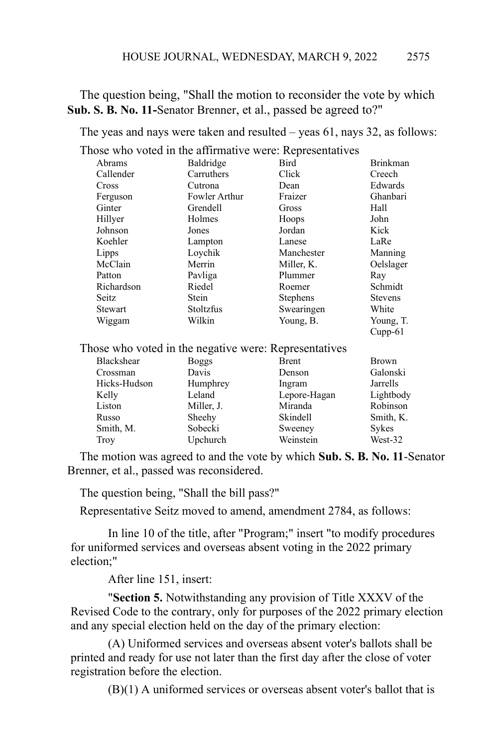The question being, "Shall the motion to reconsider the vote by which **Sub. S. B. No. 11-**Senator Brenner, et al., passed be agreed to?"

The yeas and nays were taken and resulted – yeas 61, nays 32, as follows:

Those who voted in the affirmative were: Representatives

| | | | |
|---|---|---|---|
| Abrams | Baldridge | Bird | Brinkman |
| Callender | Carruthers | Click | Creech |
| Cross | Cutrona | Dean | Edwards |
| Ferguson | Fowler Arthur | Fraizer | Ghanbari |
| Ginter | Grendell | Gross | Hall |
| Hillyer | Holmes | Hoops | John |
| Johnson | Jones | Jordan | Kick |
| Koehler | Lampton | Lanese | LaRe |
| Lipps | Loychik | Manchester | Manning |
| McClain | Merrin | Miller, K. | Oelslager |
| Patton | Pavliga | Plummer | Ray |
| Richardson | Riedel | Roemer | Schmidt |
| Seitz | Stein | Stephens | Stevens |
| Stewart | Stoltzfus | Swearingen | White |
| Wiggam | Wilkin | Young, B. | Young, T. |
| | | | Cupp-61 |

Those who voted in the negative were: Representatives

| | | | |
|---|---|---|---|
| Blackshear | Boggs | Brent | Brown |
| Crossman | Davis | Denson | Galonski |
| Hicks-Hudson | Humphrey | Ingram | Jarrells |
| Kelly | Leland | Lepore-Hagan | Lightbody |
| Liston | Miller, J. | Miranda | Robinson |
| Russo | Sheehy | Skindell | Smith, K. |
| Smith, M. | Sobecki | Sweeney | Sykes |
| Troy | Upchurch | Weinstein | West-32 |

The motion was agreed to and the vote by which **Sub. S. B. No. 11**-Senator Brenner, et al., passed was reconsidered.

The question being, "Shall the bill pass?"

Representative Seitz moved to amend, amendment 2784, as follows:

In line 10 of the title, after "Program;" insert "to modify procedures for uniformed services and overseas absent voting in the 2022 primary election;"

After line 151, insert:

"**Section 5.** Notwithstanding any provision of Title XXXV of the Revised Code to the contrary, only for purposes of the 2022 primary election and any special election held on the day of the primary election:

(A) Uniformed services and overseas absent voter's ballots shall be printed and ready for use not later than the first day after the close of voter registration before the election.

(B)(1) A uniformed services or overseas absent voter's ballot that is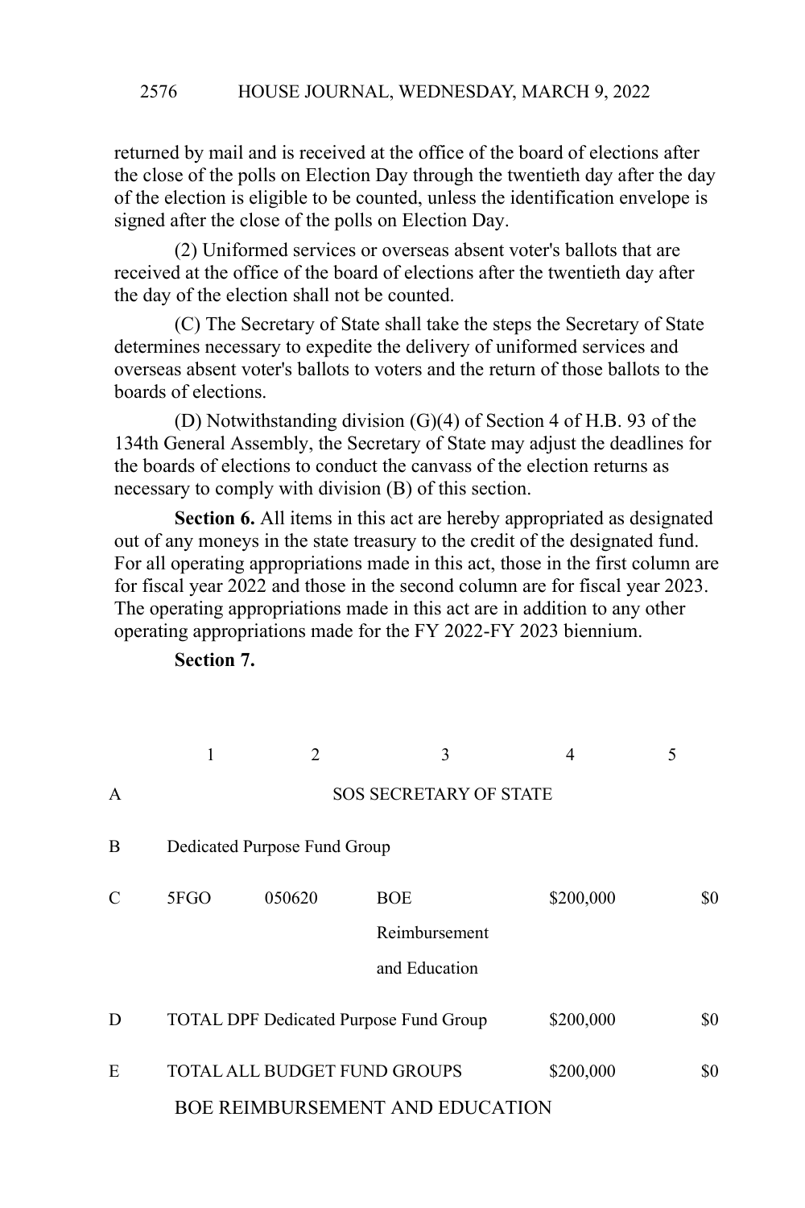returned by mail and is received at the office of the board of elections after the close of the polls on Election Day through the twentieth day after the day of the election is eligible to be counted, unless the identification envelope is signed after the close of the polls on Election Day.

(2) Uniformed services or overseas absent voter's ballots that are received at the office of the board of elections after the twentieth day after the day of the election shall not be counted.

(C) The Secretary of State shall take the steps the Secretary of State determines necessary to expedite the delivery of uniformed services and overseas absent voter's ballots to voters and the return of those ballots to the boards of elections.

(D) Notwithstanding division (G)(4) of Section 4 of H.B. 93 of the 134th General Assembly, the Secretary of State may adjust the deadlines for the boards of elections to conduct the canvass of the election returns as necessary to comply with division (B) of this section.

**Section 6.** All items in this act are hereby appropriated as designated out of any moneys in the state treasury to the credit of the designated fund. For all operating appropriations made in this act, those in the first column are for fiscal year 2022 and those in the second column are for fiscal year 2023. The operating appropriations made in this act are in addition to any other operating appropriations made for the FY 2022-FY 2023 biennium.

**Section 7.**

| | 1 | 2 | 3 | 4 | 5 |
|---|---|---|---|---|---|
| A | | | SOS SECRETARY OF STATE | | |
| B | Dedicated Purpose Fund Group | | | | |
| C | 5FGO | 050620 | BOE Reimbursement and Education | $200,000 | $0 |
| D | TOTAL DPF Dedicated Purpose Fund Group | | | $200,000 | $0 |
| E | TOTAL ALL BUDGET FUND GROUPS | | | $200,000 | $0 |

BOE REIMBURSEMENT AND EDUCATION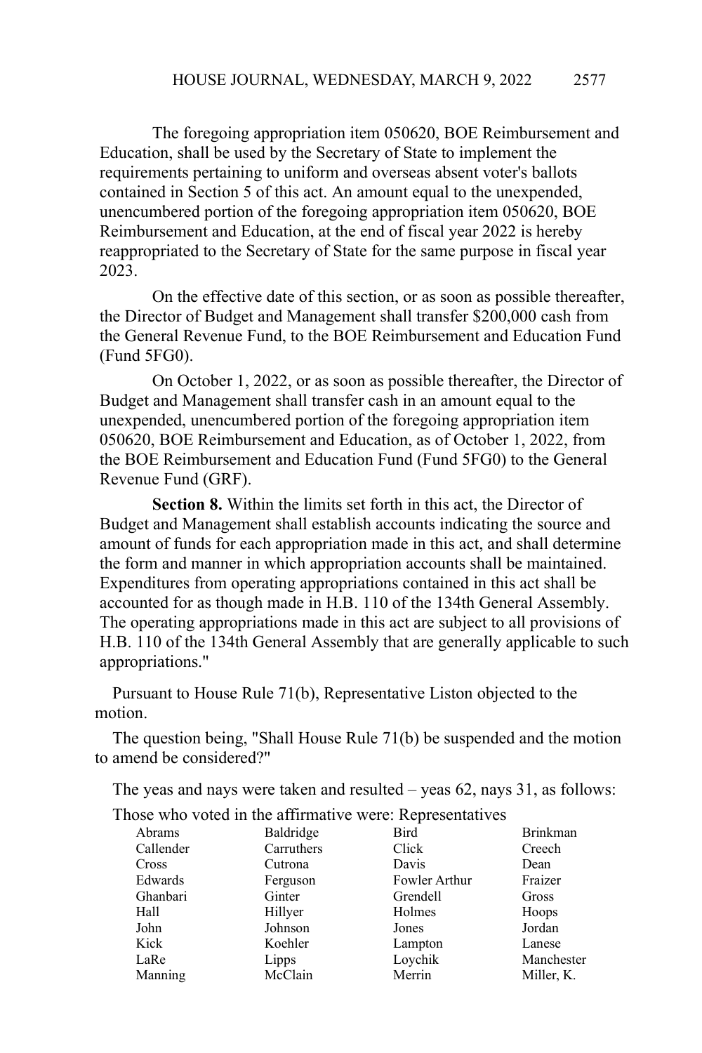The foregoing appropriation item 050620, BOE Reimbursement and Education, shall be used by the Secretary of State to implement the requirements pertaining to uniform and overseas absent voter's ballots contained in Section 5 of this act. An amount equal to the unexpended, unencumbered portion of the foregoing appropriation item 050620, BOE Reimbursement and Education, at the end of fiscal year 2022 is hereby reappropriated to the Secretary of State for the same purpose in fiscal year 2023.

On the effective date of this section, or as soon as possible thereafter, the Director of Budget and Management shall transfer $200,000 cash from the General Revenue Fund, to the BOE Reimbursement and Education Fund (Fund 5FG0).

On October 1, 2022, or as soon as possible thereafter, the Director of Budget and Management shall transfer cash in an amount equal to the unexpended, unencumbered portion of the foregoing appropriation item 050620, BOE Reimbursement and Education, as of October 1, 2022, from the BOE Reimbursement and Education Fund (Fund 5FG0) to the General Revenue Fund (GRF).

**Section 8.** Within the limits set forth in this act, the Director of Budget and Management shall establish accounts indicating the source and amount of funds for each appropriation made in this act, and shall determine the form and manner in which appropriation accounts shall be maintained. Expenditures from operating appropriations contained in this act shall be accounted for as though made in H.B. 110 of the 134th General Assembly. The operating appropriations made in this act are subject to all provisions of H.B. 110 of the 134th General Assembly that are generally applicable to such appropriations."

Pursuant to House Rule 71(b), Representative Liston objected to the motion.

The question being, "Shall House Rule 71(b) be suspended and the motion to amend be considered?"

The yeas and nays were taken and resulted – yeas 62, nays 31, as follows:

Those who voted in the affirmative were: Representatives

| | | | |
|---|---|---|---|
| Abrams | Baldridge | Bird | Brinkman |
| Callender | Carruthers | Click | Creech |
| Cross | Cutrona | Davis | Dean |
| Edwards | Ferguson | Fowler Arthur | Fraizer |
| Ghanbari | Ginter | Grendell | Gross |
| Hall | Hillyer | Holmes | Hoops |
| John | Johnson | Jones | Jordan |
| Kick | Koehler | Lampton | Lanese |
| LaRe | Lipps | Loychik | Manchester |
| Manning | McClain | Merrin | Miller, K. |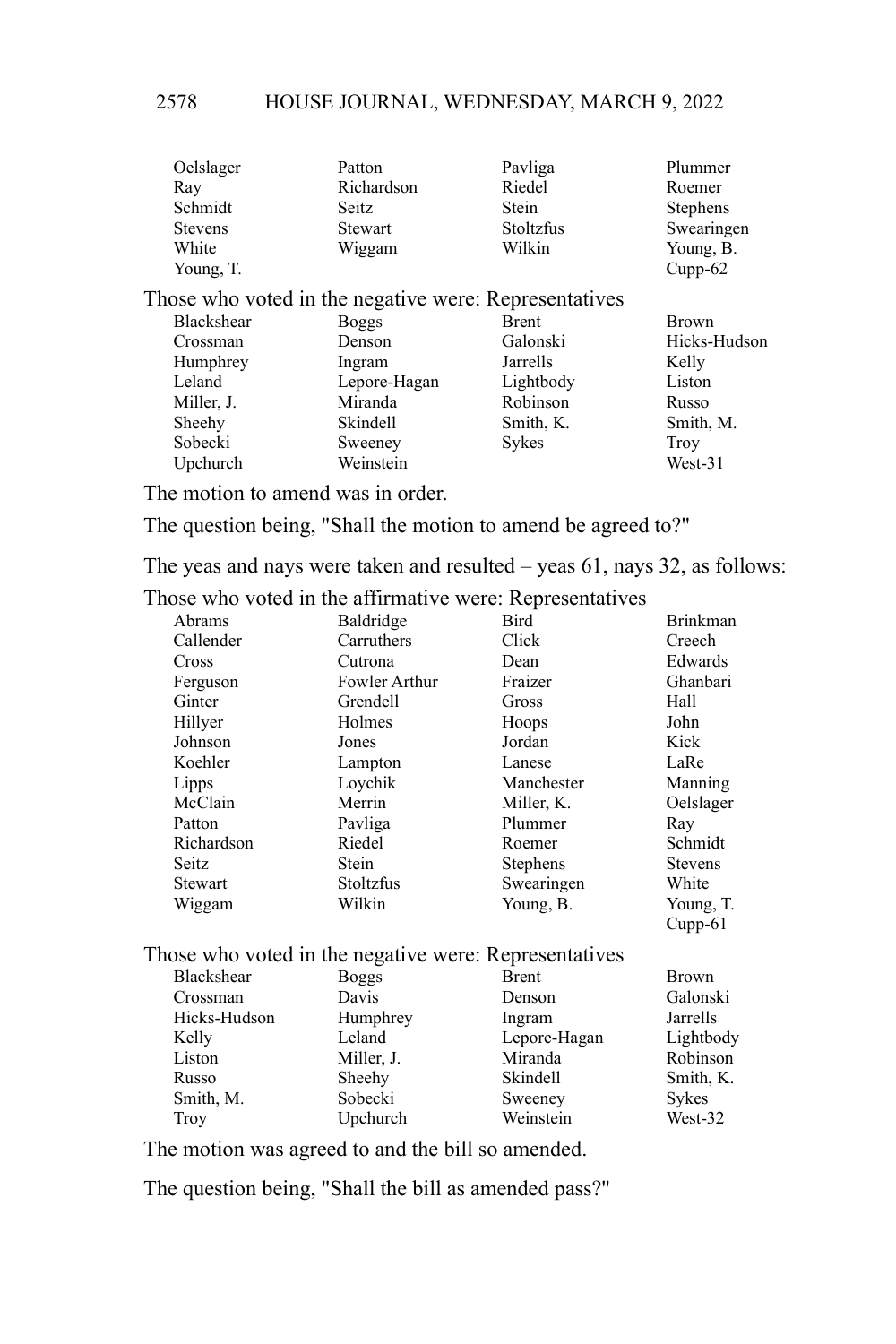| | | | |
|---|---|---|---|
| Oelslager | Patton | Pavliga | Plummer |
| Ray | Richardson | Riedel | Roemer |
| Schmidt | Seitz | Stein | Stephens |
| Stevens | Stewart | Stoltzfus | Swearingen |
| White | Wiggam | Wilkin | Young, B. |
| Young, T. | | | Cupp-62 |

Those who voted in the negative were: Representatives

| | | | |
|---|---|---|---|
| Blackshear | Boggs | Brent | Brown |
| Crossman | Denson | Galonski | Hicks-Hudson |
| Humphrey | Ingram | Jarrells | Kelly |
| Leland | Lepore-Hagan | Lightbody | Liston |
| Miller, J. | Miranda | Robinson | Russo |
| Sheehy | Skindell | Smith, K. | Smith, M. |
| Sobecki | Sweeney | Sykes | Troy |
| Upchurch | Weinstein | | West-31 |

The motion to amend was in order.

The question being, "Shall the motion to amend be agreed to?"

The yeas and nays were taken and resulted – yeas 61, nays 32, as follows:

Those who voted in the affirmative were: Representatives

| | | | |
|---|---|---|---|
| Abrams | Baldridge | Bird | Brinkman |
| Callender | Carruthers | Click | Creech |
| Cross | Cutrona | Dean | Edwards |
| Ferguson | Fowler Arthur | Fraizer | Ghanbari |
| Ginter | Grendell | Gross | Hall |
| Hillyer | Holmes | Hoops | John |
| Johnson | Jones | Jordan | Kick |
| Koehler | Lampton | Lanese | LaRe |
| Lipps | Loychik | Manchester | Manning |
| McClain | Merrin | Miller, K. | Oelslager |
| Patton | Pavliga | Plummer | Ray |
| Richardson | Riedel | Roemer | Schmidt |
| Seitz | Stein | Stephens | Stevens |
| Stewart | Stoltzfus | Swearingen | White |
| Wiggam | Wilkin | Young, B. | Young, T. |
| | | | Cupp-61 |

Those who voted in the negative were: Representatives

| | | | |
|---|---|---|---|
| Blackshear | Boggs | Brent | Brown |
| Crossman | Davis | Denson | Galonski |
| Hicks-Hudson | Humphrey | Ingram | Jarrells |
| Kelly | Leland | Lepore-Hagan | Lightbody |
| Liston | Miller, J. | Miranda | Robinson |
| Russo | Sheehy | Skindell | Smith, K. |
| Smith, M. | Sobecki | Sweeney | Sykes |
| Troy | Upchurch | Weinstein | West-32 |

The motion was agreed to and the bill so amended.

The question being, "Shall the bill as amended pass?"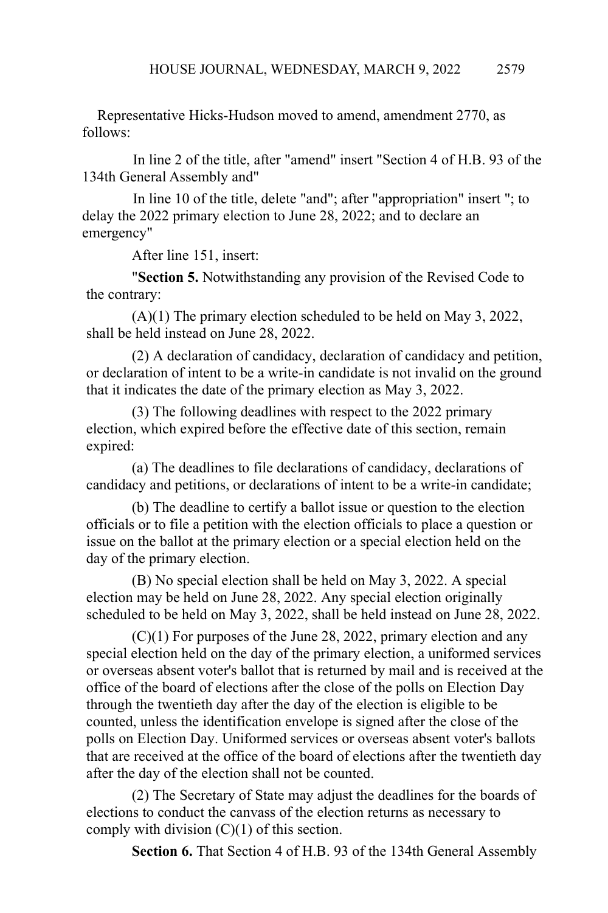Representative Hicks-Hudson moved to amend, amendment 2770, as follows:

In line 2 of the title, after "amend" insert "Section 4 of H.B. 93 of the 134th General Assembly and"

In line 10 of the title, delete "and"; after "appropriation" insert "; to delay the 2022 primary election to June 28, 2022; and to declare an emergency"

After line 151, insert:

"**Section 5.** Notwithstanding any provision of the Revised Code to the contrary:

(A)(1) The primary election scheduled to be held on May 3, 2022, shall be held instead on June 28, 2022.

(2) A declaration of candidacy, declaration of candidacy and petition, or declaration of intent to be a write-in candidate is not invalid on the ground that it indicates the date of the primary election as May 3, 2022.

(3) The following deadlines with respect to the 2022 primary election, which expired before the effective date of this section, remain expired:

(a) The deadlines to file declarations of candidacy, declarations of candidacy and petitions, or declarations of intent to be a write-in candidate;

(b) The deadline to certify a ballot issue or question to the election officials or to file a petition with the election officials to place a question or issue on the ballot at the primary election or a special election held on the day of the primary election.

(B) No special election shall be held on May 3, 2022. A special election may be held on June 28, 2022. Any special election originally scheduled to be held on May 3, 2022, shall be held instead on June 28, 2022.

(C)(1) For purposes of the June 28, 2022, primary election and any special election held on the day of the primary election, a uniformed services or overseas absent voter's ballot that is returned by mail and is received at the office of the board of elections after the close of the polls on Election Day through the twentieth day after the day of the election is eligible to be counted, unless the identification envelope is signed after the close of the polls on Election Day. Uniformed services or overseas absent voter's ballots that are received at the office of the board of elections after the twentieth day after the day of the election shall not be counted.

(2) The Secretary of State may adjust the deadlines for the boards of elections to conduct the canvass of the election returns as necessary to comply with division (C)(1) of this section.

**Section 6.** That Section 4 of H.B. 93 of the 134th General Assembly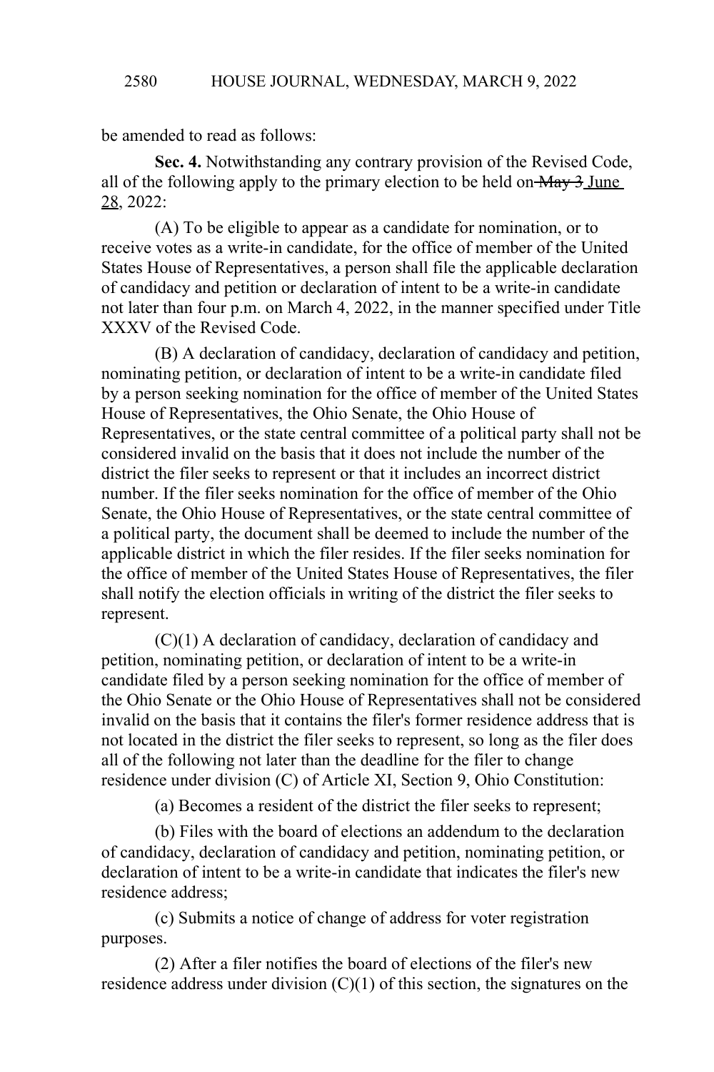be amended to read as follows:

**Sec. 4.** Notwithstanding any contrary provision of the Revised Code, all of the following apply to the primary election to be held on ~~May 3~~ June 28, 2022:

(A) To be eligible to appear as a candidate for nomination, or to receive votes as a write-in candidate, for the office of member of the United States House of Representatives, a person shall file the applicable declaration of candidacy and petition or declaration of intent to be a write-in candidate not later than four p.m. on March 4, 2022, in the manner specified under Title XXXV of the Revised Code.

(B) A declaration of candidacy, declaration of candidacy and petition, nominating petition, or declaration of intent to be a write-in candidate filed by a person seeking nomination for the office of member of the United States House of Representatives, the Ohio Senate, the Ohio House of Representatives, or the state central committee of a political party shall not be considered invalid on the basis that it does not include the number of the district the filer seeks to represent or that it includes an incorrect district number. If the filer seeks nomination for the office of member of the Ohio Senate, the Ohio House of Representatives, or the state central committee of a political party, the document shall be deemed to include the number of the applicable district in which the filer resides. If the filer seeks nomination for the office of member of the United States House of Representatives, the filer shall notify the election officials in writing of the district the filer seeks to represent.

(C)(1) A declaration of candidacy, declaration of candidacy and petition, nominating petition, or declaration of intent to be a write-in candidate filed by a person seeking nomination for the office of member of the Ohio Senate or the Ohio House of Representatives shall not be considered invalid on the basis that it contains the filer's former residence address that is not located in the district the filer seeks to represent, so long as the filer does all of the following not later than the deadline for the filer to change residence under division (C) of Article XI, Section 9, Ohio Constitution:

(a) Becomes a resident of the district the filer seeks to represent;

(b) Files with the board of elections an addendum to the declaration of candidacy, declaration of candidacy and petition, nominating petition, or declaration of intent to be a write-in candidate that indicates the filer's new residence address;

(c) Submits a notice of change of address for voter registration purposes.

(2) After a filer notifies the board of elections of the filer's new residence address under division (C)(1) of this section, the signatures on the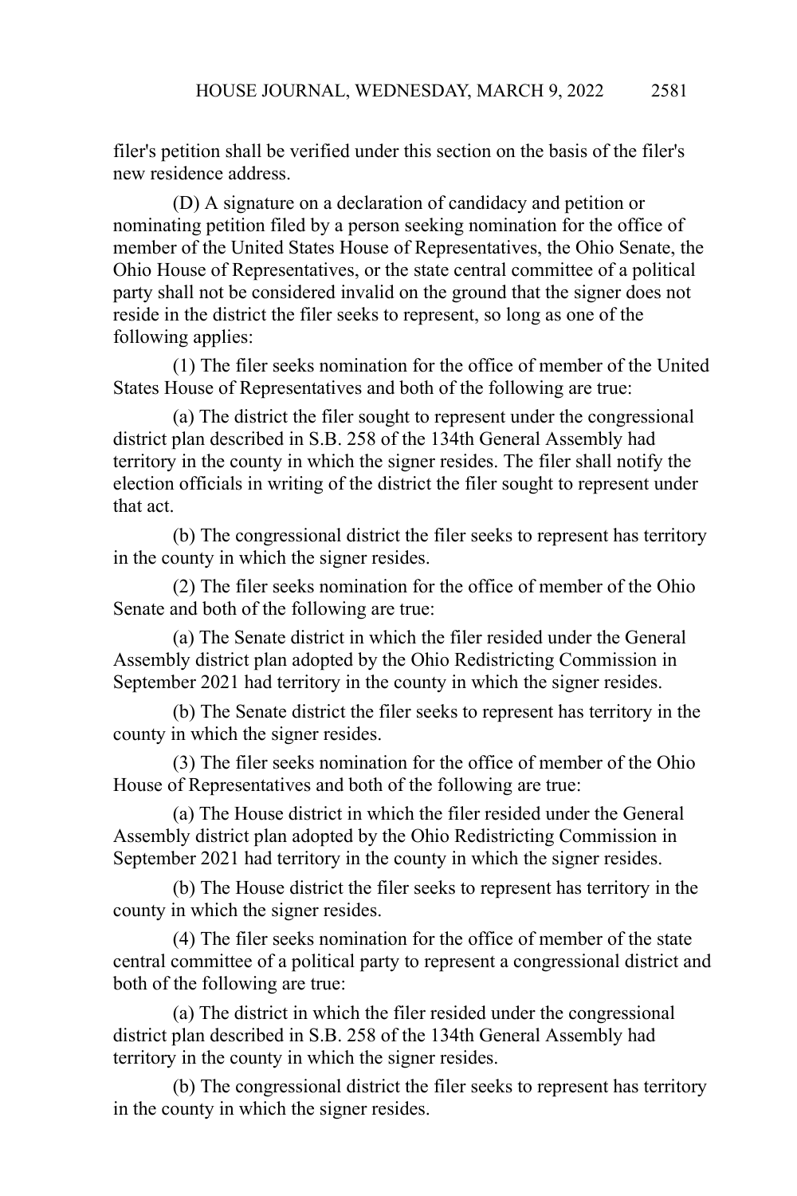filer's petition shall be verified under this section on the basis of the filer's new residence address.

(D) A signature on a declaration of candidacy and petition or nominating petition filed by a person seeking nomination for the office of member of the United States House of Representatives, the Ohio Senate, the Ohio House of Representatives, or the state central committee of a political party shall not be considered invalid on the ground that the signer does not reside in the district the filer seeks to represent, so long as one of the following applies:

(1) The filer seeks nomination for the office of member of the United States House of Representatives and both of the following are true:

(a) The district the filer sought to represent under the congressional district plan described in S.B. 258 of the 134th General Assembly had territory in the county in which the signer resides. The filer shall notify the election officials in writing of the district the filer sought to represent under that act.

(b) The congressional district the filer seeks to represent has territory in the county in which the signer resides.

(2) The filer seeks nomination for the office of member of the Ohio Senate and both of the following are true:

(a) The Senate district in which the filer resided under the General Assembly district plan adopted by the Ohio Redistricting Commission in September 2021 had territory in the county in which the signer resides.

(b) The Senate district the filer seeks to represent has territory in the county in which the signer resides.

(3) The filer seeks nomination for the office of member of the Ohio House of Representatives and both of the following are true:

(a) The House district in which the filer resided under the General Assembly district plan adopted by the Ohio Redistricting Commission in September 2021 had territory in the county in which the signer resides.

(b) The House district the filer seeks to represent has territory in the county in which the signer resides.

(4) The filer seeks nomination for the office of member of the state central committee of a political party to represent a congressional district and both of the following are true:

(a) The district in which the filer resided under the congressional district plan described in S.B. 258 of the 134th General Assembly had territory in the county in which the signer resides.

(b) The congressional district the filer seeks to represent has territory in the county in which the signer resides.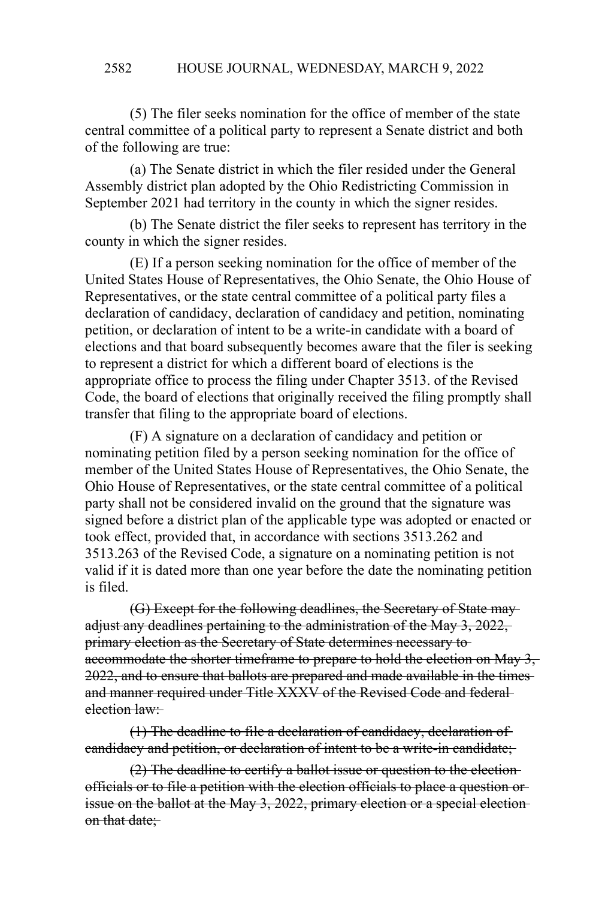(5) The filer seeks nomination for the office of member of the state central committee of a political party to represent a Senate district and both of the following are true:

(a) The Senate district in which the filer resided under the General Assembly district plan adopted by the Ohio Redistricting Commission in September 2021 had territory in the county in which the signer resides.

(b) The Senate district the filer seeks to represent has territory in the county in which the signer resides.

(E) If a person seeking nomination for the office of member of the United States House of Representatives, the Ohio Senate, the Ohio House of Representatives, or the state central committee of a political party files a declaration of candidacy, declaration of candidacy and petition, nominating petition, or declaration of intent to be a write-in candidate with a board of elections and that board subsequently becomes aware that the filer is seeking to represent a district for which a different board of elections is the appropriate office to process the filing under Chapter 3513. of the Revised Code, the board of elections that originally received the filing promptly shall transfer that filing to the appropriate board of elections.

(F) A signature on a declaration of candidacy and petition or nominating petition filed by a person seeking nomination for the office of member of the United States House of Representatives, the Ohio Senate, the Ohio House of Representatives, or the state central committee of a political party shall not be considered invalid on the ground that the signature was signed before a district plan of the applicable type was adopted or enacted or took effect, provided that, in accordance with sections 3513.262 and 3513.263 of the Revised Code, a signature on a nominating petition is not valid if it is dated more than one year before the date the nominating petition is filed.

~~(G) Except for the following deadlines, the Secretary of State may adjust any deadlines pertaining to the administration of the May 3, 2022, primary election as the Secretary of State determines necessary to accommodate the shorter timeframe to prepare to hold the election on May 3, 2022, and to ensure that ballots are prepared and made available in the times and manner required under Title XXXV of the Revised Code and federal election law:~~

~~(1) The deadline to file a declaration of candidacy, declaration of candidacy and petition, or declaration of intent to be a write-in candidate;~~

~~(2) The deadline to certify a ballot issue or question to the election officials or to file a petition with the election officials to place a question or issue on the ballot at the May 3, 2022, primary election or a special election on that date;~~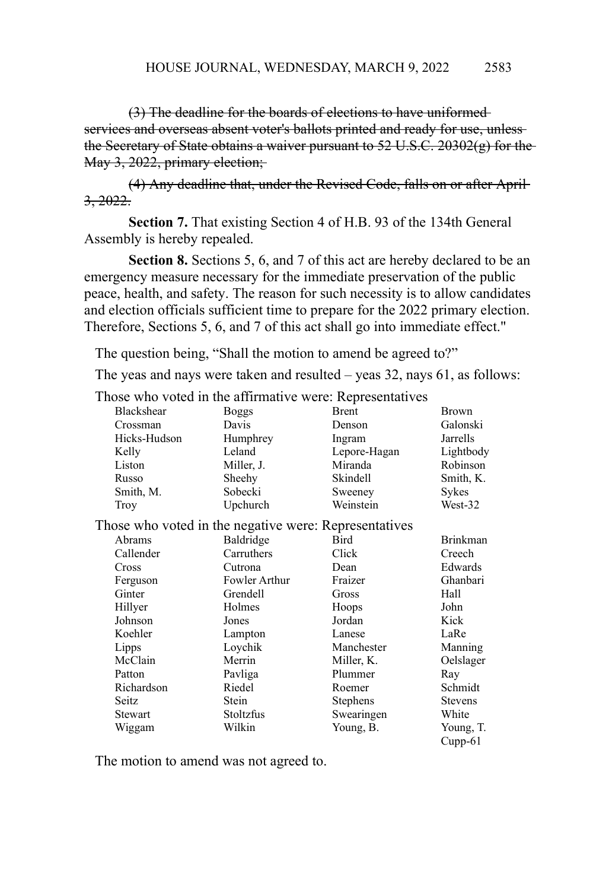~~(3) The deadline for the boards of elections to have uniformed services and overseas absent voter's ballots printed and ready for use, unless the Secretary of State obtains a waiver pursuant to 52 U.S.C. 20302(g) for the May 3, 2022, primary election;~~

~~(4) Any deadline that, under the Revised Code, falls on or after April 3, 2022.~~

**Section 7.** That existing Section 4 of H.B. 93 of the 134th General Assembly is hereby repealed.

**Section 8.** Sections 5, 6, and 7 of this act are hereby declared to be an emergency measure necessary for the immediate preservation of the public peace, health, and safety. The reason for such necessity is to allow candidates and election officials sufficient time to prepare for the 2022 primary election. Therefore, Sections 5, 6, and 7 of this act shall go into immediate effect."

The question being, "Shall the motion to amend be agreed to?"

The yeas and nays were taken and resulted – yeas 32, nays 61, as follows:

Those who voted in the affirmative were: Representatives

| | | | |
|---|---|---|---|
| Blackshear | Boggs | Brent | Brown |
| Crossman | Davis | Denson | Galonski |
| Hicks-Hudson | Humphrey | Ingram | Jarrells |
| Kelly | Leland | Lepore-Hagan | Lightbody |
| Liston | Miller, J. | Miranda | Robinson |
| Russo | Sheehy | Skindell | Smith, K. |
| Smith, M. | Sobecki | Sweeney | Sykes |
| Troy | Upchurch | Weinstein | West-32 |

Those who voted in the negative were: Representatives

| | | | |
|---|---|---|---|
| Abrams | Baldridge | Bird | Brinkman |
| Callender | Carruthers | Click | Creech |
| Cross | Cutrona | Dean | Edwards |
| Ferguson | Fowler Arthur | Fraizer | Ghanbari |
| Ginter | Grendell | Gross | Hall |
| Hillyer | Holmes | Hoops | John |
| Johnson | Jones | Jordan | Kick |
| Koehler | Lampton | Lanese | LaRe |
| Lipps | Loychik | Manchester | Manning |
| McClain | Merrin | Miller, K. | Oelslager |
| Patton | Pavliga | Plummer | Ray |
| Richardson | Riedel | Roemer | Schmidt |
| Seitz | Stein | Stephens | Stevens |
| Stewart | Stoltzfus | Swearingen | White |
| Wiggam | Wilkin | Young, B. | Young, T. |
| | | | Cupp-61 |

The motion to amend was not agreed to.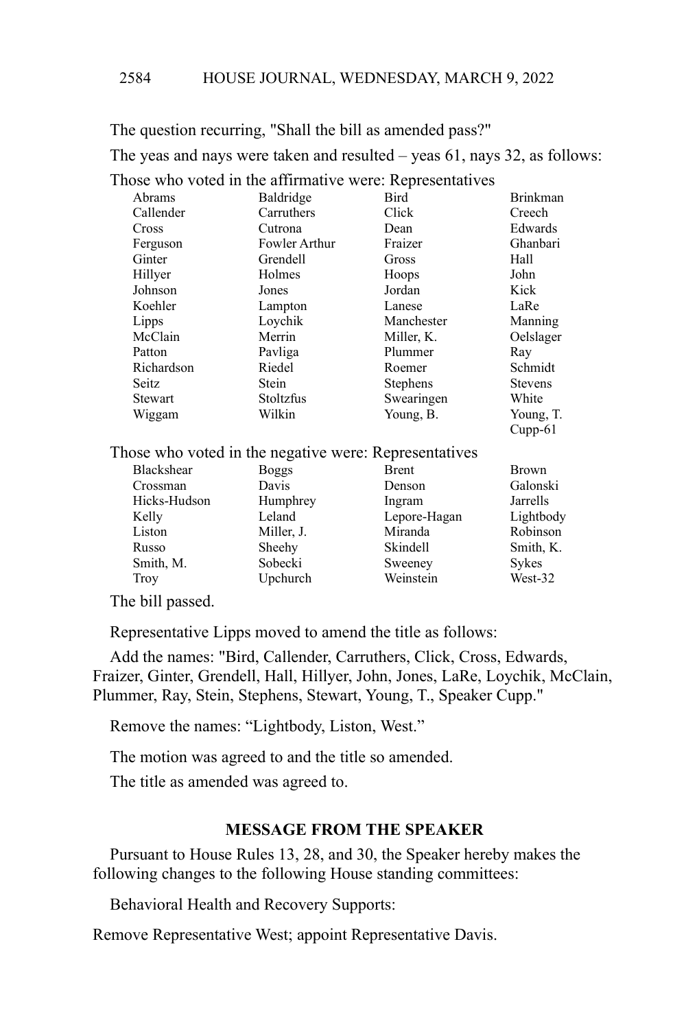The question recurring, "Shall the bill as amended pass?"

The yeas and nays were taken and resulted – yeas 61, nays 32, as follows:

Those who voted in the affirmative were: Representatives

| | | | |
|---|---|---|---|
| Abrams | Baldridge | Bird | Brinkman |
| Callender | Carruthers | Click | Creech |
| Cross | Cutrona | Dean | Edwards |
| Ferguson | Fowler Arthur | Fraizer | Ghanbari |
| Ginter | Grendell | Gross | Hall |
| Hillyer | Holmes | Hoops | John |
| Johnson | Jones | Jordan | Kick |
| Koehler | Lampton | Lanese | LaRe |
| Lipps | Loychik | Manchester | Manning |
| McClain | Merrin | Miller, K. | Oelslager |
| Patton | Pavliga | Plummer | Ray |
| Richardson | Riedel | Roemer | Schmidt |
| Seitz | Stein | Stephens | Stevens |
| Stewart | Stoltzfus | Swearingen | White |
| Wiggam | Wilkin | Young, B. | Young, T. |
| | | | Cupp-61 |

Those who voted in the negative were: Representatives

| | | | |
|---|---|---|---|
| Blackshear | Boggs | Brent | Brown |
| Crossman | Davis | Denson | Galonski |
| Hicks-Hudson | Humphrey | Ingram | Jarrells |
| Kelly | Leland | Lepore-Hagan | Lightbody |
| Liston | Miller, J. | Miranda | Robinson |
| Russo | Sheehy | Skindell | Smith, K. |
| Smith, M. | Sobecki | Sweeney | Sykes |
| Troy | Upchurch | Weinstein | West-32 |

The bill passed.

Representative Lipps moved to amend the title as follows:

Add the names: "Bird, Callender, Carruthers, Click, Cross, Edwards, Fraizer, Ginter, Grendell, Hall, Hillyer, John, Jones, LaRe, Loychik, McClain, Plummer, Ray, Stein, Stephens, Stewart, Young, T., Speaker Cupp."

Remove the names: "Lightbody, Liston, West."

The motion was agreed to and the title so amended.

The title as amended was agreed to.

## MESSAGE FROM THE SPEAKER

Pursuant to House Rules 13, 28, and 30, the Speaker hereby makes the following changes to the following House standing committees:

Behavioral Health and Recovery Supports:

Remove Representative West; appoint Representative Davis.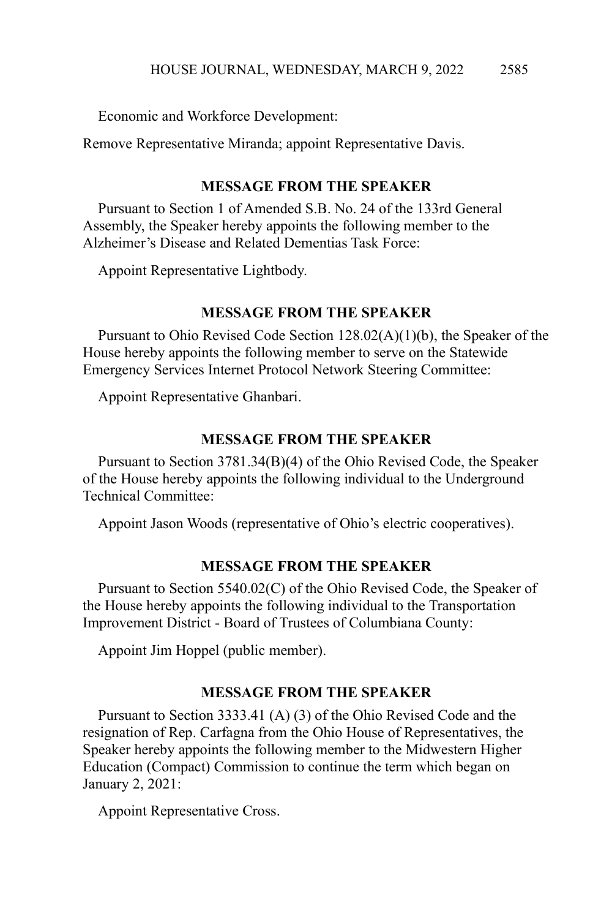Economic and Workforce Development:

Remove Representative Miranda; appoint Representative Davis.

## MESSAGE FROM THE SPEAKER

Pursuant to Section 1 of Amended S.B. No. 24 of the 133rd General Assembly, the Speaker hereby appoints the following member to the Alzheimer's Disease and Related Dementias Task Force:

Appoint Representative Lightbody.

## MESSAGE FROM THE SPEAKER

Pursuant to Ohio Revised Code Section 128.02(A)(1)(b), the Speaker of the House hereby appoints the following member to serve on the Statewide Emergency Services Internet Protocol Network Steering Committee:

Appoint Representative Ghanbari.

## MESSAGE FROM THE SPEAKER

Pursuant to Section 3781.34(B)(4) of the Ohio Revised Code, the Speaker of the House hereby appoints the following individual to the Underground Technical Committee:

Appoint Jason Woods (representative of Ohio's electric cooperatives).

## MESSAGE FROM THE SPEAKER

Pursuant to Section 5540.02(C) of the Ohio Revised Code, the Speaker of the House hereby appoints the following individual to the Transportation Improvement District - Board of Trustees of Columbiana County:

Appoint Jim Hoppel (public member).

## MESSAGE FROM THE SPEAKER

Pursuant to Section 3333.41 (A) (3) of the Ohio Revised Code and the resignation of Rep. Carfagna from the Ohio House of Representatives, the Speaker hereby appoints the following member to the Midwestern Higher Education (Compact) Commission to continue the term which began on January 2, 2021:

Appoint Representative Cross.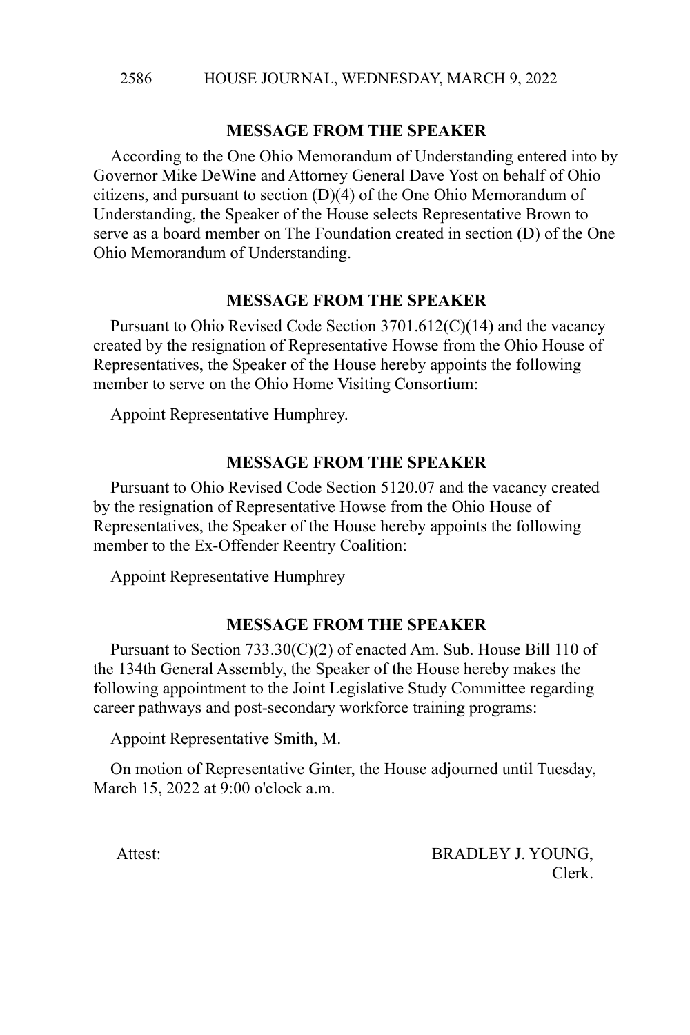## MESSAGE FROM THE SPEAKER

According to the One Ohio Memorandum of Understanding entered into by Governor Mike DeWine and Attorney General Dave Yost on behalf of Ohio citizens, and pursuant to section (D)(4) of the One Ohio Memorandum of Understanding, the Speaker of the House selects Representative Brown to serve as a board member on The Foundation created in section (D) of the One Ohio Memorandum of Understanding.

## MESSAGE FROM THE SPEAKER

Pursuant to Ohio Revised Code Section 3701.612(C)(14) and the vacancy created by the resignation of Representative Howse from the Ohio House of Representatives, the Speaker of the House hereby appoints the following member to serve on the Ohio Home Visiting Consortium:

Appoint Representative Humphrey.

## MESSAGE FROM THE SPEAKER

Pursuant to Ohio Revised Code Section 5120.07 and the vacancy created by the resignation of Representative Howse from the Ohio House of Representatives, the Speaker of the House hereby appoints the following member to the Ex-Offender Reentry Coalition:

Appoint Representative Humphrey

## MESSAGE FROM THE SPEAKER

Pursuant to Section 733.30(C)(2) of enacted Am. Sub. House Bill 110 of the 134th General Assembly, the Speaker of the House hereby makes the following appointment to the Joint Legislative Study Committee regarding career pathways and post-secondary workforce training programs:

Appoint Representative Smith, M.

On motion of Representative Ginter, the House adjourned until Tuesday, March 15, 2022 at 9:00 o'clock a.m.

Attest: BRADLEY J. YOUNG, Clerk.